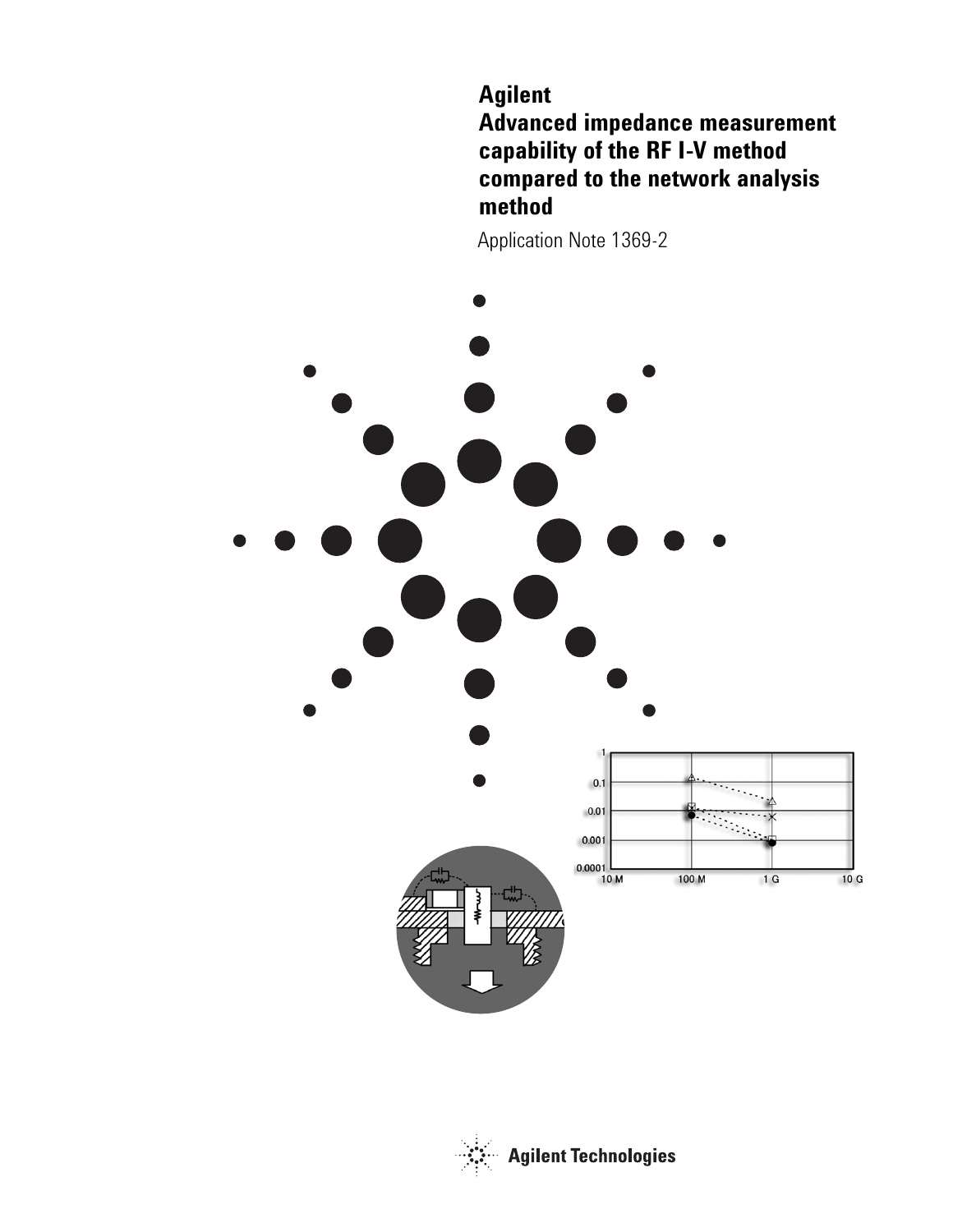# Agilent
# Advanced impedance measurement capability of the RF I-V method compared to the network analysis method

Application Note 1369-2

Agilent Technologies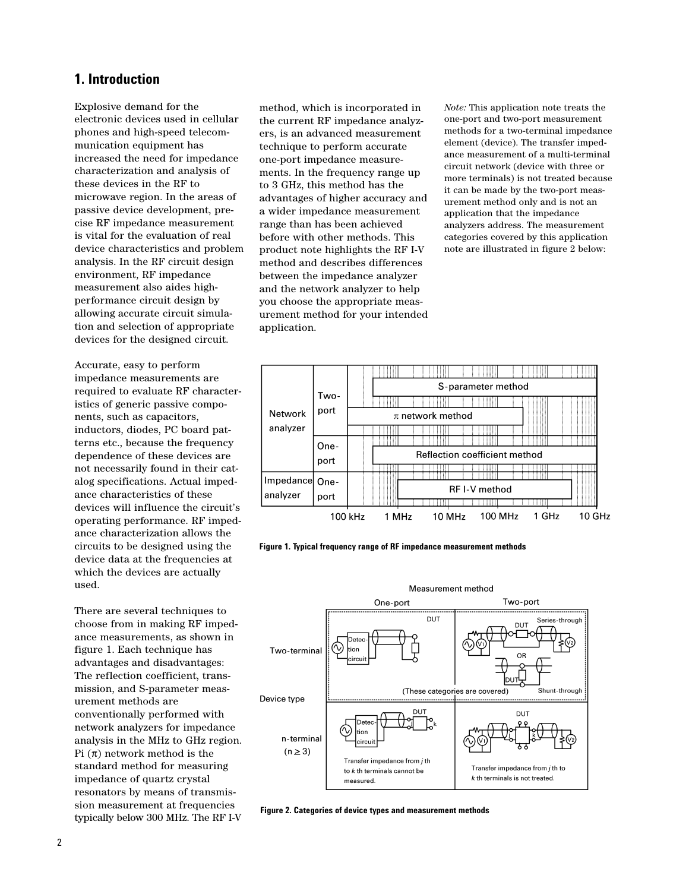# 1. Introduction

Explosive demand for the electronic devices used in cellular phones and high-speed telecommunication equipment has increased the need for impedance characterization and analysis of these devices in the RF to microwave region. In the areas of passive device development, precise RF impedance measurement is vital for the evaluation of real device characteristics and problem analysis. In the RF circuit design environment, RF impedance measurement also aides high-performance circuit design by allowing accurate circuit simulation and selection of appropriate devices for the designed circuit.

Accurate, easy to perform impedance measurements are required to evaluate RF characteristics of generic passive components, such as capacitors, inductors, diodes, PC board patterns etc., because the frequency dependence of these devices are not necessarily found in their catalog specifications. Actual impedance characteristics of these devices will influence the circuit's operating performance. RF impedance characterization allows the circuits to be designed using the device data at the frequencies at which the devices are actually used.

There are several techniques to choose from in making RF impedance measurements, as shown in figure 1. Each technique has advantages and disadvantages: The reflection coefficient, transmission, and S-parameter measurement methods are conventionally performed with network analyzers for impedance analysis in the MHz to GHz region. Pi ($\pi$) network method is the standard method for measuring impedance of quartz crystal resonators by means of transmission measurement at frequencies typically below 300 MHz. The RF I-V method, which is incorporated in the current RF impedance analyzers, is an advanced measurement technique to perform accurate one-port impedance measurements. In the frequency range up to 3 GHz, this method has the advantages of higher accuracy and a wider impedance measurement range than has been achieved before with other methods. This product note highlights the RF I-V method and describes differences between the impedance analyzer and the network analyzer to help you choose the appropriate measurement method for your intended application.

*Note:* This application note treats the one-port and two-port measurement methods for a two-terminal impedance element (device). The transfer impedance measurement of a multi-terminal circuit network (device with three or more terminals) is not treated because it can be made by the two-port measurement method only and is not an application that the impedance analyzers address. The measurement categories covered by this application note are illustrated in figure 2 below:

| | | Method | Typical frequency range |
|---|---|---|---|
| Network analyzer | Two-port | S-parameter method | 1 MHz to 10 GHz |
| | | $\pi$ network method | 100 kHz to 300 MHz |
| | One-port | Reflection coefficient method | 1 MHz to 10 GHz |
| Impedance analyzer | One-port | RF I-V method | 1 MHz to 3 GHz |

**Figure 1. Typical frequency range of RF impedance measurement methods**

| Device type | One-port | Two-port |
|---|---|---|
| Two-terminal | DUT (These categories are covered) | Series-through / OR / Shunt-through (These categories are covered) |
| n-terminal ($n \geq 3$) | Transfer impedance from *j* th to *k* th terminals cannot be measured. | Transfer impedance from *j* th to *k* th terminals is not treated. |

**Figure 2. Categories of device types and measurement methods**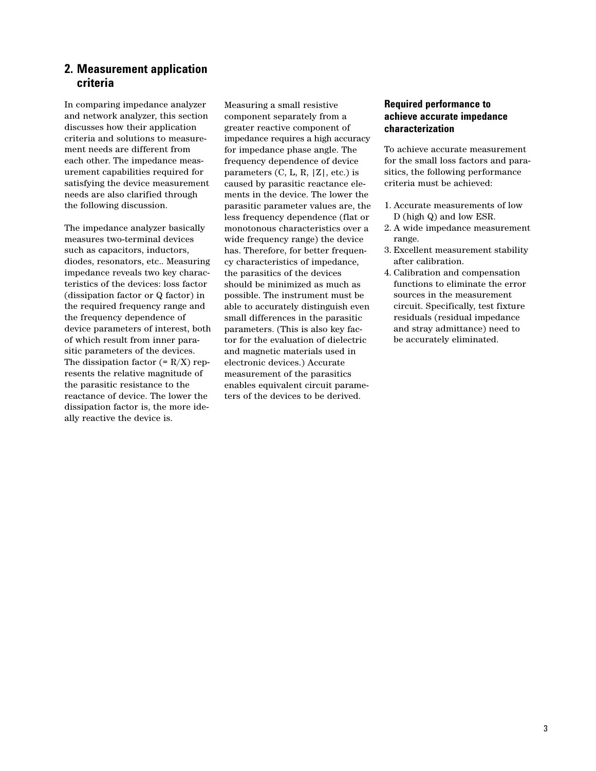## 2. Measurement application criteria

In comparing impedance analyzer and network analyzer, this section discusses how their application criteria and solutions to measurement needs are different from each other. The impedance measurement capabilities required for satisfying the device measurement needs are also clarified through the following discussion.

The impedance analyzer basically measures two-terminal devices such as capacitors, inductors, diodes, resonators, etc.. Measuring impedance reveals two key characteristics of the devices: loss factor (dissipation factor or Q factor) in the required frequency range and the frequency dependence of device parameters of interest, both of which result from inner parasitic parameters of the devices. The dissipation factor (= R/X) represents the relative magnitude of the parasitic resistance to the reactance of device. The lower the dissipation factor is, the more ideally reactive the device is.

Measuring a small resistive component separately from a greater reactive component of impedance requires a high accuracy for impedance phase angle. The frequency dependence of device parameters (C, L, R, |Z|, etc.) is caused by parasitic reactance elements in the device. The lower the parasitic parameter values are, the less frequency dependence (flat or monotonous characteristics over a wide frequency range) the device has. Therefore, for better frequency characteristics of impedance, the parasitics of the devices should be minimized as much as possible. The instrument must be able to accurately distinguish even small differences in the parasitic parameters. (This is also key factor for the evaluation of dielectric and magnetic materials used in electronic devices.) Accurate measurement of the parasitics enables equivalent circuit parameters of the devices to be derived.

### Required performance to achieve accurate impedance characterization

To achieve accurate measurement for the small loss factors and parasitics, the following performance criteria must be achieved:

1. Accurate measurements of low D (high Q) and low ESR.
2. A wide impedance measurement range.
3. Excellent measurement stability after calibration.
4. Calibration and compensation functions to eliminate the error sources in the measurement circuit. Specifically, test fixture residuals (residual impedance and stray admittance) need to be accurately eliminated.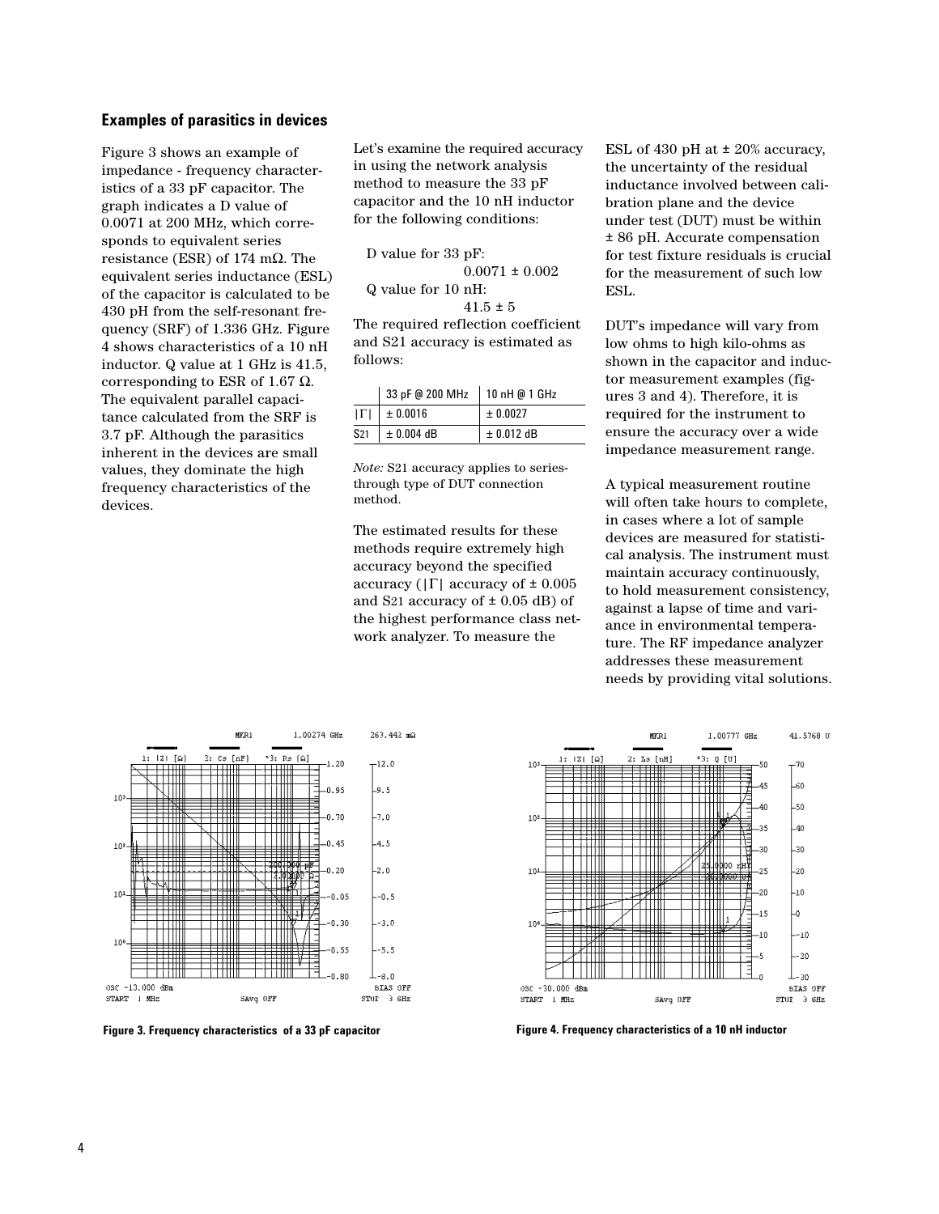## Examples of parasitics in devices

Figure 3 shows an example of impedance - frequency characteristics of a 33 pF capacitor. The graph indicates a D value of 0.0071 at 200 MHz, which corresponds to equivalent series resistance (ESR) of 174 mΩ. The equivalent series inductance (ESL) of the capacitor is calculated to be 430 pH from the self-resonant frequency (SRF) of 1.336 GHz. Figure 4 shows characteristics of a 10 nH inductor. Q value at 1 GHz is 41.5, corresponding to ESR of 1.67 Ω. The equivalent parallel capacitance calculated from the SRF is 3.7 pF. Although the parasitics inherent in the devices are small values, they dominate the high frequency characteristics of the devices.

Let's examine the required accuracy in using the network analysis method to measure the 33 pF capacitor and the 10 nH inductor for the following conditions:

D value for 33 pF:
0.0071 ± 0.002
Q value for 10 nH:
41.5 ± 5

The required reflection coefficient and S21 accuracy is estimated as follows:

| | 33 pF @ 200 MHz | 10 nH @ 1 GHz |
|---|---|---|
| $\lvert\Gamma\rvert$ | ± 0.0016 | ± 0.0027 |
| $S_{21}$ | ± 0.004 dB | ± 0.012 dB |

*Note:* S21 accuracy applies to series-through type of DUT connection method.

The estimated results for these methods require extremely high accuracy beyond the specified accuracy ($\lvert\Gamma\rvert$ accuracy of ± 0.005 and $S_{21}$ accuracy of ± 0.05 dB) of the highest performance class network analyzer. To measure the ESL of 430 pH at ± 20% accuracy, the uncertainty of the residual inductance involved between calibration plane and the device under test (DUT) must be within ± 86 pH. Accurate compensation for test fixture residuals is crucial for the measurement of such low ESL.

DUT's impedance will vary from low ohms to high kilo-ohms as shown in the capacitor and inductor measurement examples (figures 3 and 4). Therefore, it is required for the instrument to ensure the accuracy over a wide impedance measurement range.

A typical measurement routine will often take hours to complete, in cases where a lot of sample devices are measured for statistical analysis. The instrument must maintain accuracy continuously, to hold measurement consistency, against a lapse of time and variance in environmental temperature. The RF impedance analyzer addresses these measurement needs by providing vital solutions.

**Figure 3. Frequency characteristics of a 33 pF capacitor**

**Figure 4. Frequency characteristics of a 10 nH inductor**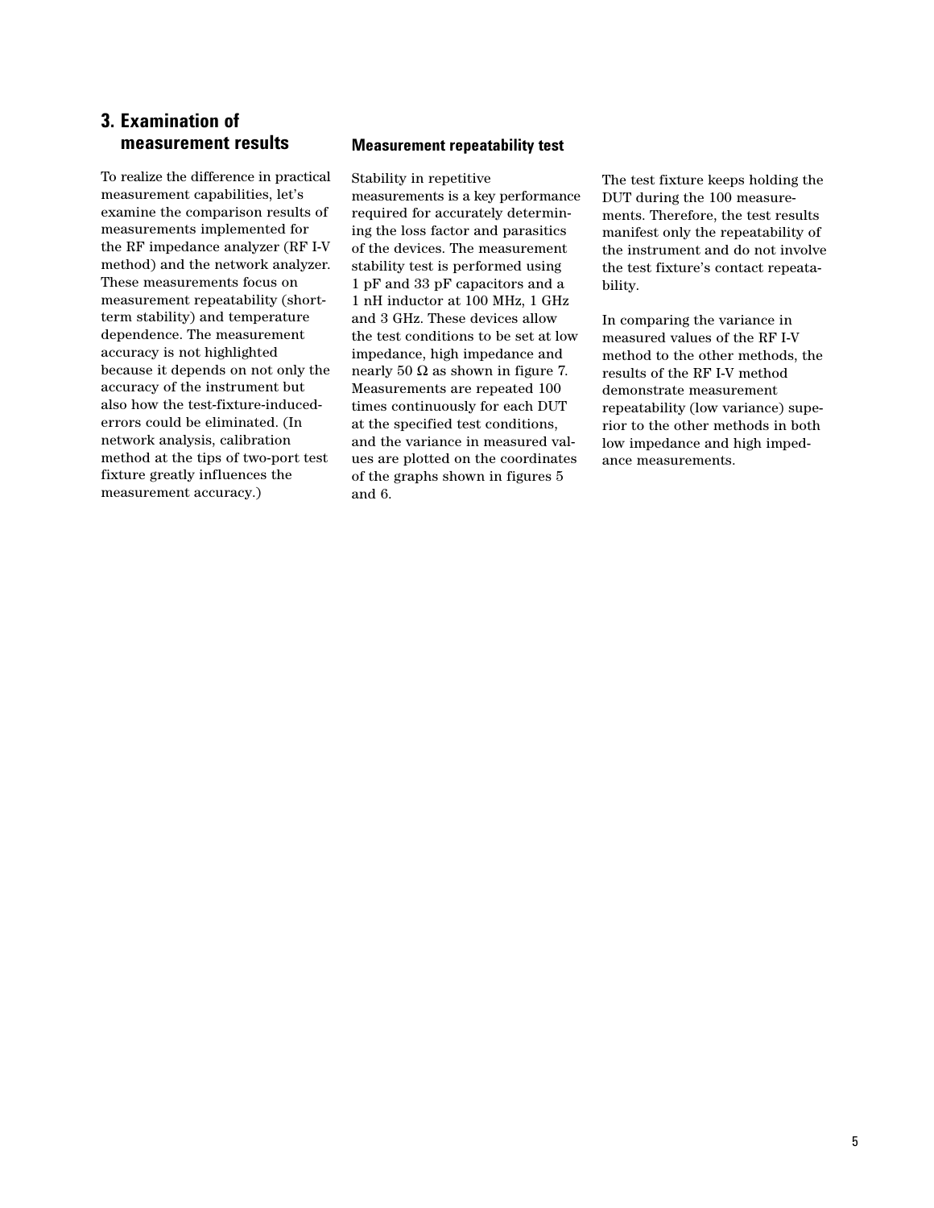## 3. Examination of measurement results

To realize the difference in practical measurement capabilities, let's examine the comparison results of measurements implemented for the RF impedance analyzer (RF I-V method) and the network analyzer. These measurements focus on measurement repeatability (short-term stability) and temperature dependence. The measurement accuracy is not highlighted because it depends on not only the accuracy of the instrument but also how the test-fixture-induced-errors could be eliminated. (In network analysis, calibration method at the tips of two-port test fixture greatly influences the measurement accuracy.)

### Measurement repeatability test

Stability in repetitive measurements is a key performance required for accurately determining the loss factor and parasitics of the devices. The measurement stability test is performed using 1 pF and 33 pF capacitors and a 1 nH inductor at 100 MHz, 1 GHz and 3 GHz. These devices allow the test conditions to be set at low impedance, high impedance and nearly 50 Ω as shown in figure 7. Measurements are repeated 100 times continuously for each DUT at the specified test conditions, and the variance in measured values are plotted on the coordinates of the graphs shown in figures 5 and 6.

The test fixture keeps holding the DUT during the 100 measurements. Therefore, the test results manifest only the repeatability of the instrument and do not involve the test fixture's contact repeatability.

In comparing the variance in measured values of the RF I-V method to the other methods, the results of the RF I-V method demonstrate measurement repeatability (low variance) superior to the other methods in both low impedance and high impedance measurements.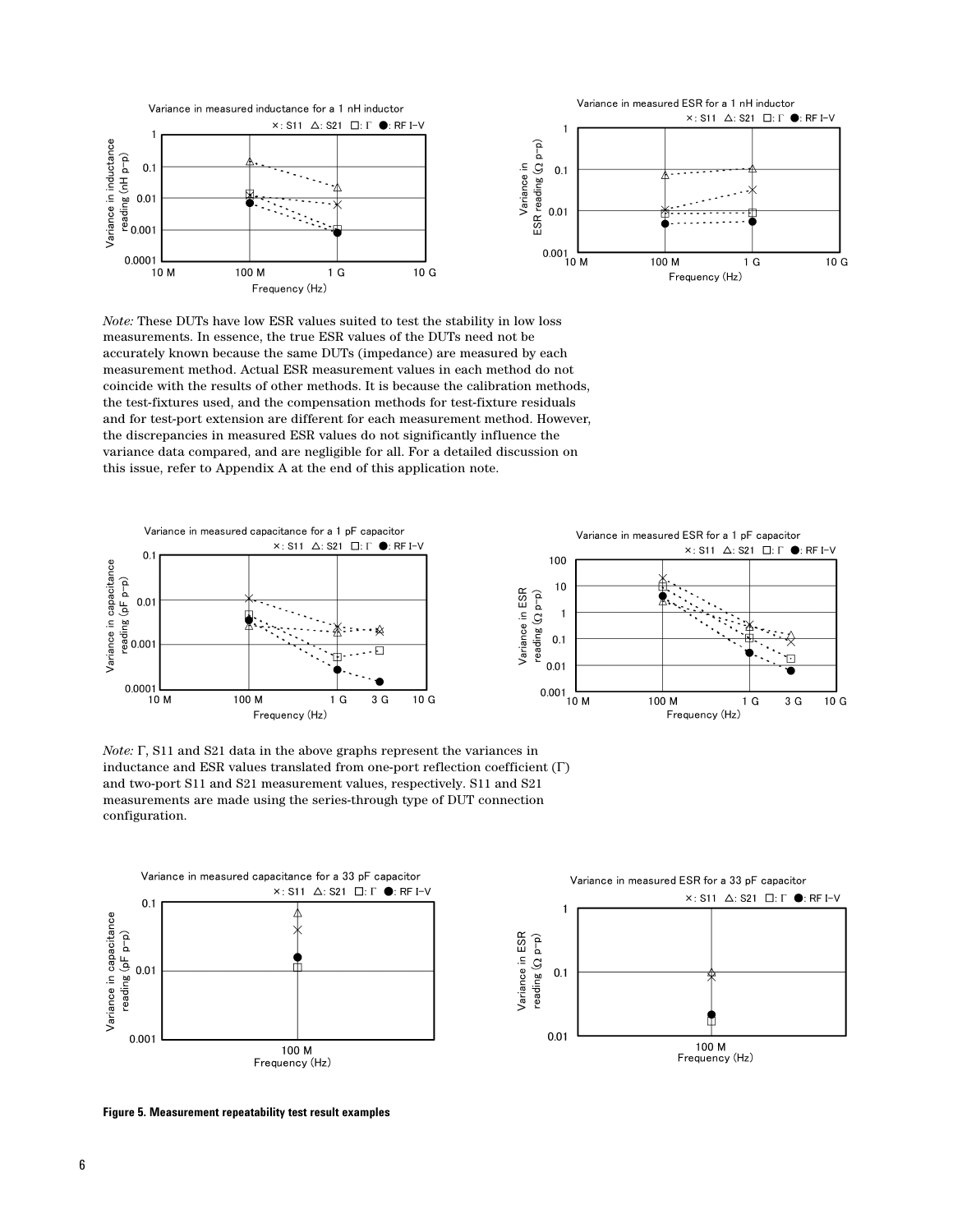*Note:* These DUTs have low ESR values suited to test the stability in low loss measurements. In essence, the true ESR values of the DUTs need not be accurately known because the same DUTs (impedance) are measured by each measurement method. Actual ESR measurement values in each method do not coincide with the results of other methods. It is because the calibration methods, the test-fixtures used, and the compensation methods for test-fixture residuals and for test-port extension are different for each measurement method. However, the discrepancies in measured ESR values do not significantly influence the variance data compared, and are negligible for all. For a detailed discussion on this issue, refer to Appendix A at the end of this application note.

*Note:* Γ, S11 and S21 data in the above graphs represent the variances in inductance and ESR values translated from one-port reflection coefficient (Γ) and two-port S11 and S21 measurement values, respectively. S11 and S21 measurements are made using the series-through type of DUT connection configuration.

**Figure 5. Measurement repeatability test result examples**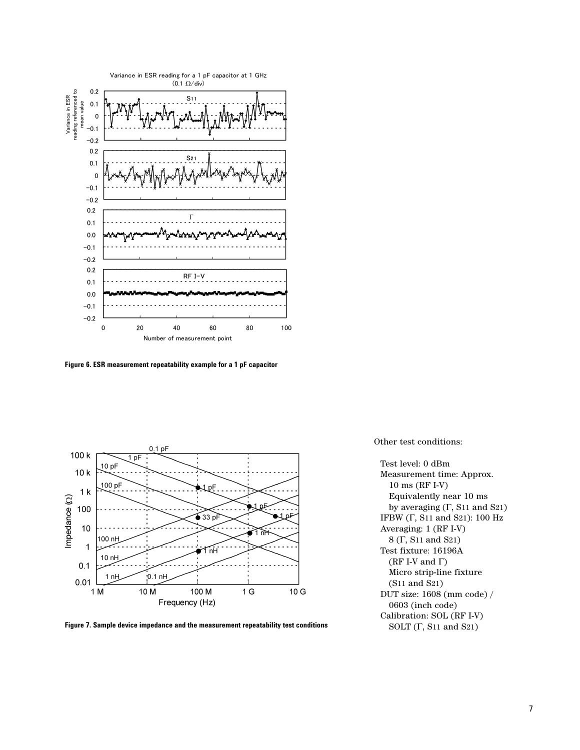**Figure 6. ESR measurement repeatability example for a 1 pF capacitor**

**Figure 7. Sample device impedance and the measurement repeatability test conditions**

Other test conditions:

Test level: 0 dBm
Measurement time: Approx. 10 ms (RF I-V)
Equivalently near 10 ms by averaging (Γ, $S_{11}$ and $S_{21}$)
IFBW (Γ, $S_{11}$ and $S_{21}$): 100 Hz
Averaging: 1 (RF I-V)
8 (Γ, $S_{11}$ and $S_{21}$)
Test fixture: 16196A (RF I-V and Γ)
Micro strip-line fixture ($S_{11}$ and $S_{21}$)
DUT size: 1608 (mm code) / 0603 (inch code)
Calibration: SOL (RF I-V)
SOLT (Γ, $S_{11}$ and $S_{21}$)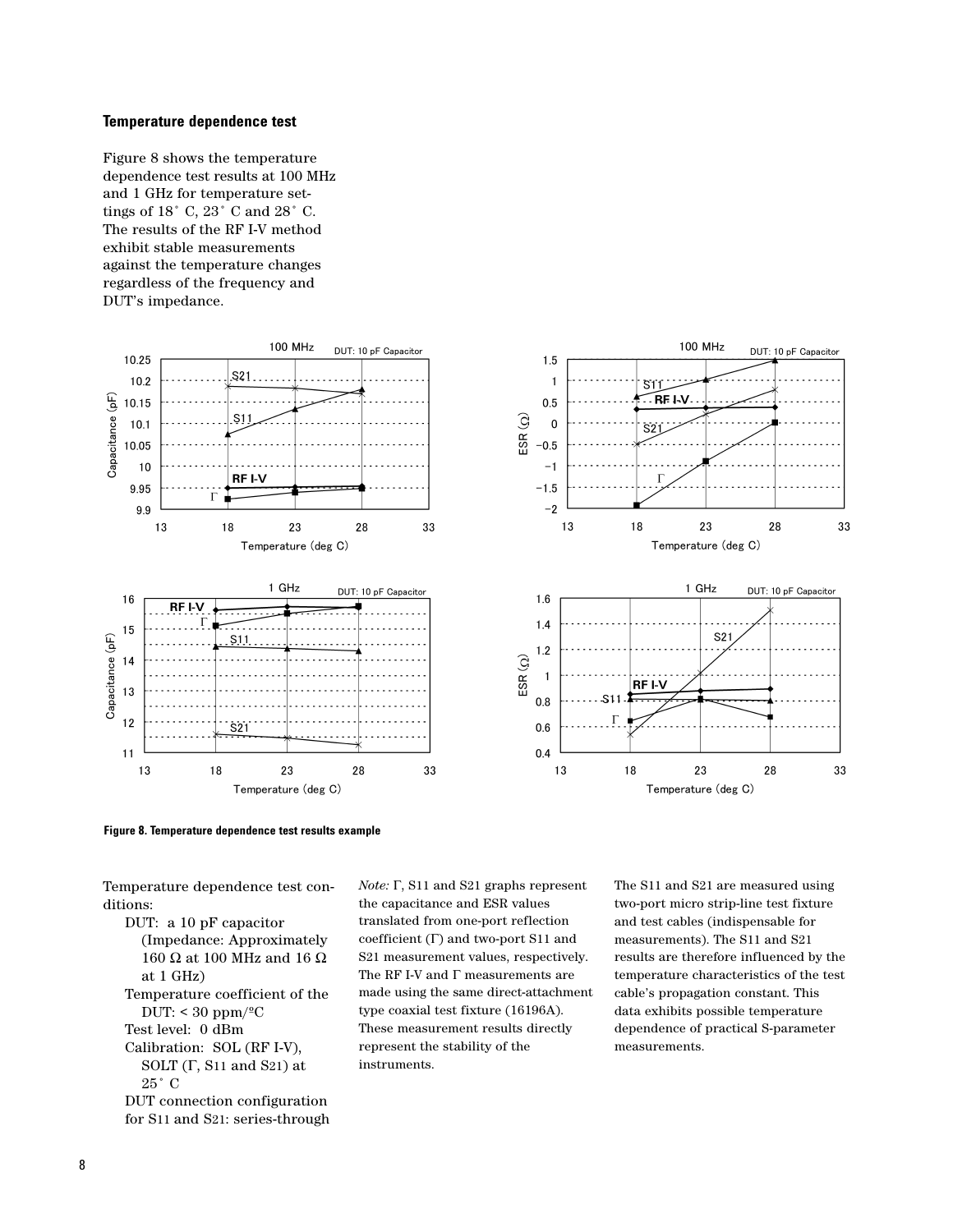### Temperature dependence test

Figure 8 shows the temperature dependence test results at 100 MHz and 1 GHz for temperature settings of 18˚ C, 23˚ C and 28˚ C. The results of the RF I-V method exhibit stable measurements against the temperature changes regardless of the frequency and DUT's impedance.

**Figure 8. Temperature dependence test results example**

Temperature dependence test conditions:

- DUT: a 10 pF capacitor (Impedance: Approximately 160 Ω at 100 MHz and 16 Ω at 1 GHz)
- Temperature coefficient of the DUT: < 30 ppm/ºC
- Test level: 0 dBm
- Calibration: SOL (RF I-V), SOLT (Γ, S11 and S21) at 25˚ C
- DUT connection configuration for S11 and S21: series-through

*Note:* Γ, S11 and S21 graphs represent the capacitance and ESR values translated from one-port reflection coefficient (Γ) and two-port S11 and S21 measurement values, respectively. The RF I-V and Γ measurements are made using the same direct-attachment type coaxial test fixture (16196A). These measurement results directly represent the stability of the instruments.

The S11 and S21 are measured using two-port micro strip-line test fixture and test cables (indispensable for measurements). The S11 and S21 results are therefore influenced by the temperature characteristics of the test cable's propagation constant. This data exhibits possible temperature dependence of practical S-parameter measurements.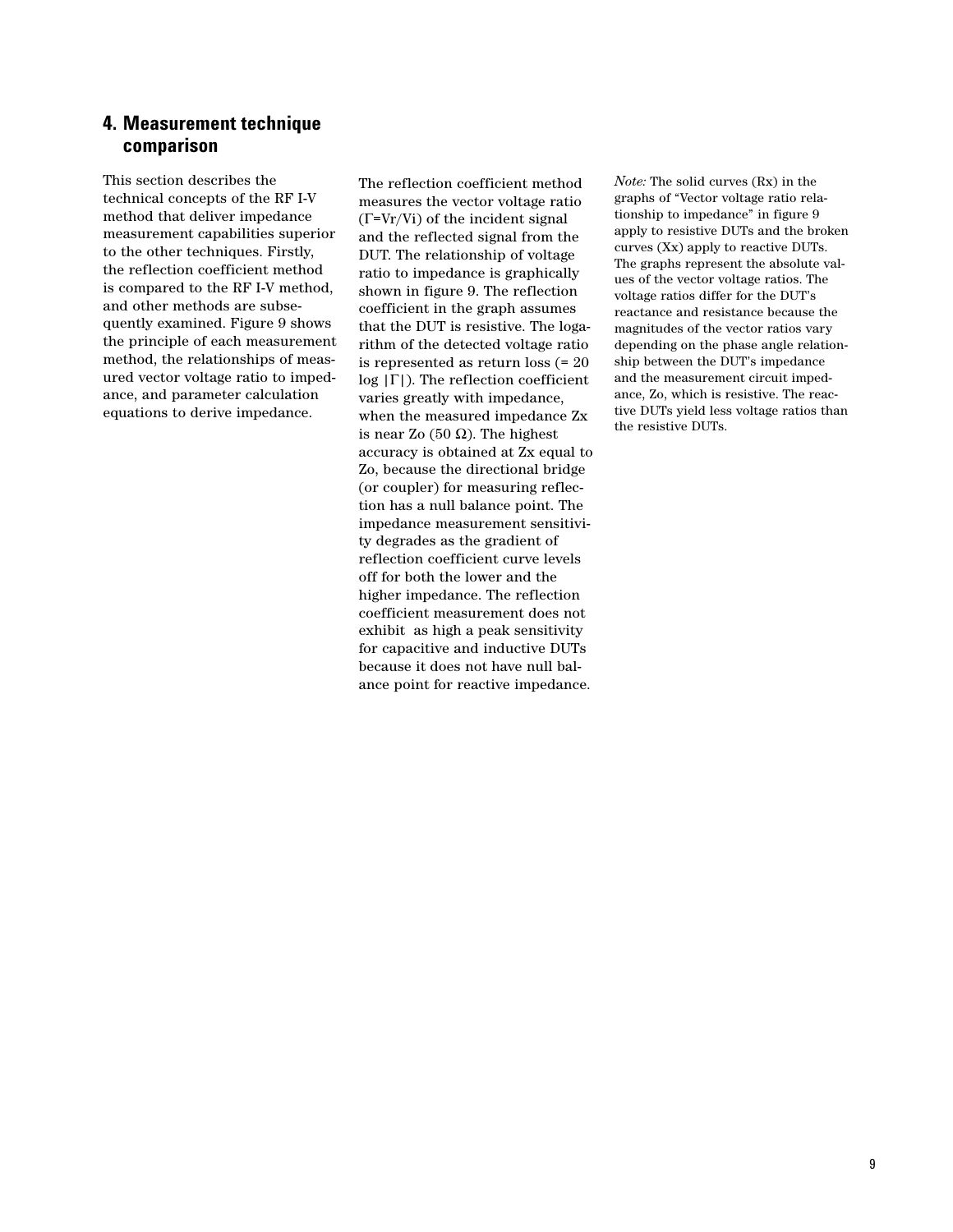## 4. Measurement technique comparison

This section describes the technical concepts of the RF I-V method that deliver impedance measurement capabilities superior to the other techniques. Firstly, the reflection coefficient method is compared to the RF I-V method, and other methods are subsequently examined. Figure 9 shows the principle of each measurement method, the relationships of measured vector voltage ratio to impedance, and parameter calculation equations to derive impedance.

The reflection coefficient method measures the vector voltage ratio ($\Gamma$=Vr/Vi) of the incident signal and the reflected signal from the DUT. The relationship of voltage ratio to impedance is graphically shown in figure 9. The reflection coefficient in the graph assumes that the DUT is resistive. The logarithm of the detected voltage ratio is represented as return loss (= 20 log $|\Gamma|$). The reflection coefficient varies greatly with impedance, when the measured impedance Zx is near Zo (50 Ω). The highest accuracy is obtained at Zx equal to Zo, because the directional bridge (or coupler) for measuring reflection has a null balance point. The impedance measurement sensitivity degrades as the gradient of reflection coefficient curve levels off for both the lower and the higher impedance. The reflection coefficient measurement does not exhibit as high a peak sensitivity for capacitive and inductive DUTs because it does not have null balance point for reactive impedance.

*Note:* The solid curves (Rx) in the graphs of “Vector voltage ratio relationship to impedance” in figure 9 apply to resistive DUTs and the broken curves (Xx) apply to reactive DUTs. The graphs represent the absolute values of the vector voltage ratios. The voltage ratios differ for the DUT’s reactance and resistance because the magnitudes of the vector ratios vary depending on the phase angle relationship between the DUT’s impedance and the measurement circuit impedance, Zo, which is resistive. The reactive DUTs yield less voltage ratios than the resistive DUTs.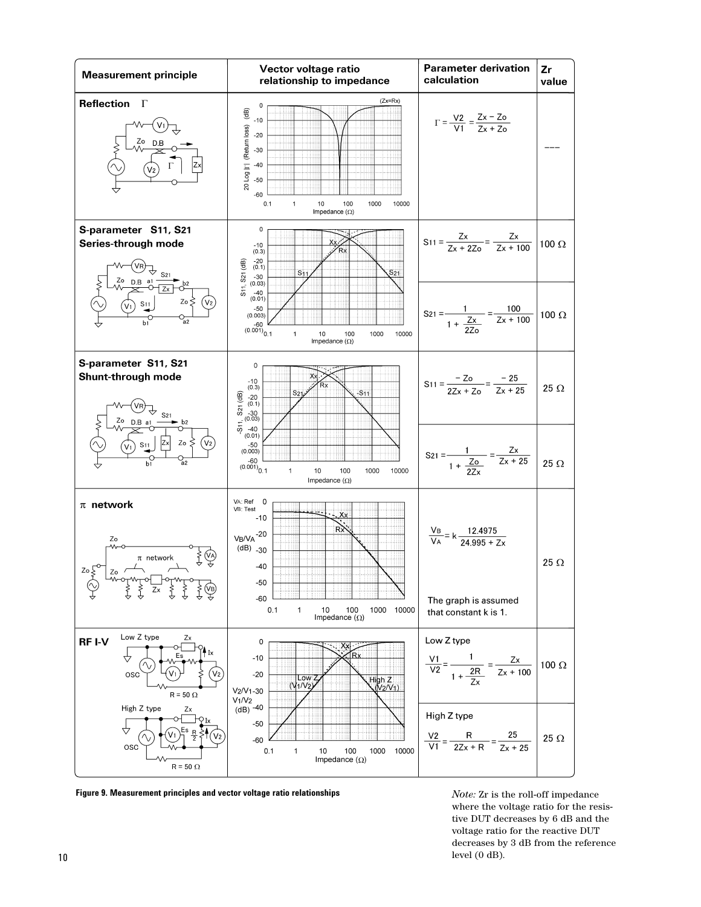| Measurement principle | Vector voltage ratio relationship to impedance | Parameter derivation calculation | Zr value |
|---|---|---|---|
| **Reflection** $\Gamma$ | | $\Gamma = \frac{V2}{V1} = \frac{Zx - Zo}{Zx + Zo}$ | --- |
| **S-parameter S11, S21 Series-through mode** | | $S_{11} = \frac{Zx}{Zx + 2Zo} = \frac{Zx}{Zx + 100}$ | 100 Ω |
| | | $S_{21} = \frac{1}{1 + \frac{Zx}{2Zo}} = \frac{100}{Zx + 100}$ | 100 Ω |
| **S-parameter S11, S21 Shunt-through mode** | | $S_{11} = \frac{-Zo}{2Zx + Zo} = \frac{-25}{Zx + 25}$ | 25 Ω |
| | | $S_{21} = \frac{1}{1 + \frac{Zo}{2Zx}} = \frac{Zx}{Zx + 25}$ | 25 Ω |
| **π network** | | $\frac{V_B}{V_A} = k\frac{12.4975}{24.995 + Zx}$ The graph is assumed that constant k is 1. | 25 Ω |
| **RF I-V** | | Low Z type $\frac{V1}{V2} = \frac{1}{1 + \frac{2R}{Zx}} = \frac{Zx}{Zx + 100}$ | 100 Ω |
| | | High Z type $\frac{V2}{V1} = \frac{R}{2Zx + R} = \frac{25}{Zx + 25}$ | 25 Ω |

**Figure 9. Measurement principles and vector voltage ratio relationships**

*Note:* Zr is the roll-off impedance where the voltage ratio for the resistive DUT decreases by 6 dB and the voltage ratio for the reactive DUT decreases by 3 dB from the reference level (0 dB).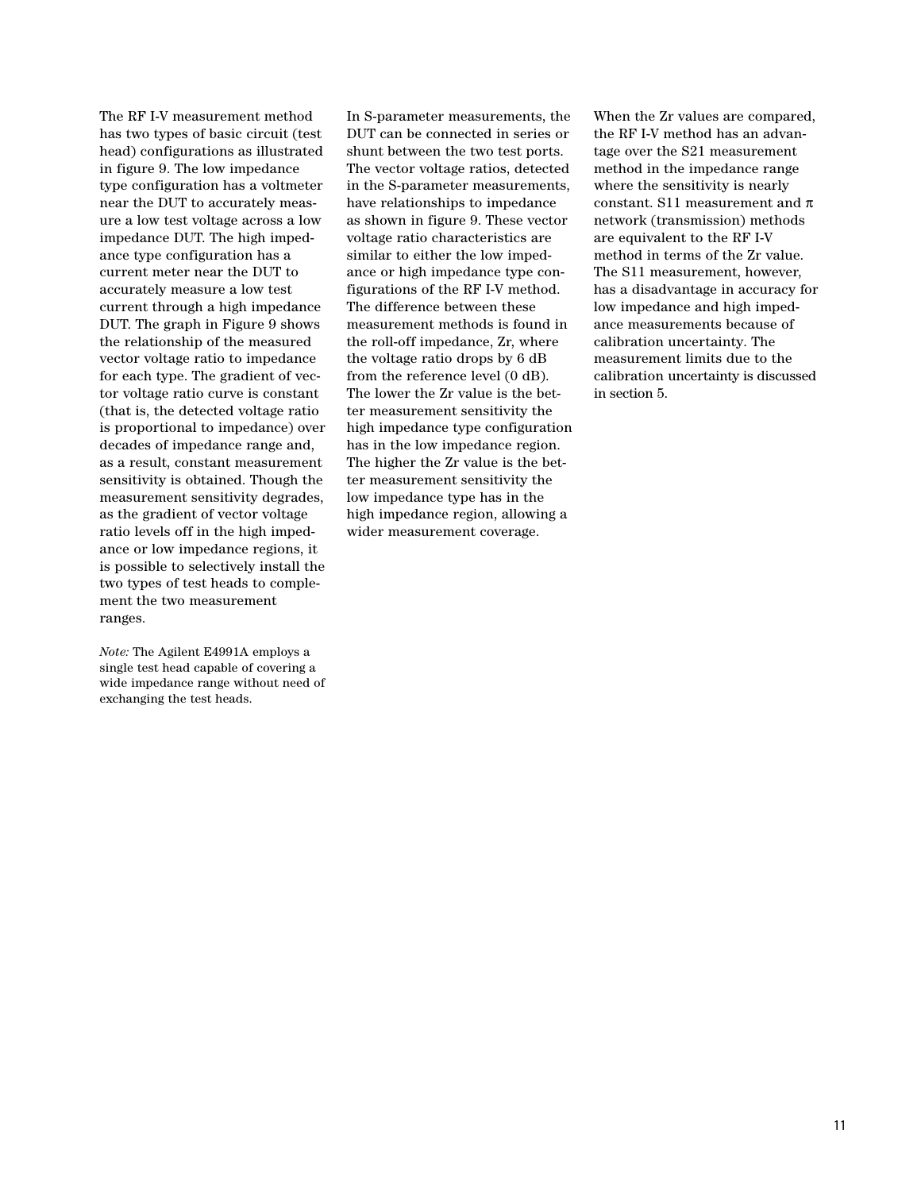The RF I-V measurement method has two types of basic circuit (test head) configurations as illustrated in figure 9. The low impedance type configuration has a voltmeter near the DUT to accurately measure a low test voltage across a low impedance DUT. The high impedance type configuration has a current meter near the DUT to accurately measure a low test current through a high impedance DUT. The graph in Figure 9 shows the relationship of the measured vector voltage ratio to impedance for each type. The gradient of vector voltage ratio curve is constant (that is, the detected voltage ratio is proportional to impedance) over decades of impedance range and, as a result, constant measurement sensitivity is obtained. Though the measurement sensitivity degrades, as the gradient of vector voltage ratio levels off in the high impedance or low impedance regions, it is possible to selectively install the two types of test heads to complement the two measurement ranges.

*Note:* The Agilent E4991A employs a single test head capable of covering a wide impedance range without need of exchanging the test heads.

In S-parameter measurements, the DUT can be connected in series or shunt between the two test ports. The vector voltage ratios, detected in the S-parameter measurements, have relationships to impedance as shown in figure 9. These vector voltage ratio characteristics are similar to either the low impedance or high impedance type configurations of the RF I-V method. The difference between these measurement methods is found in the roll-off impedance, Zr, where the voltage ratio drops by 6 dB from the reference level (0 dB). The lower the Zr value is the better measurement sensitivity the high impedance type configuration has in the low impedance region. The higher the Zr value is the better measurement sensitivity the low impedance type has in the high impedance region, allowing a wider measurement coverage.

When the Zr values are compared, the RF I-V method has an advantage over the S21 measurement method in the impedance range where the sensitivity is nearly constant. S11 measurement and $\pi$ network (transmission) methods are equivalent to the RF I-V method in terms of the Zr value. The S11 measurement, however, has a disadvantage in accuracy for low impedance and high impedance measurements because of calibration uncertainty. The measurement limits due to the calibration uncertainty is discussed in section 5.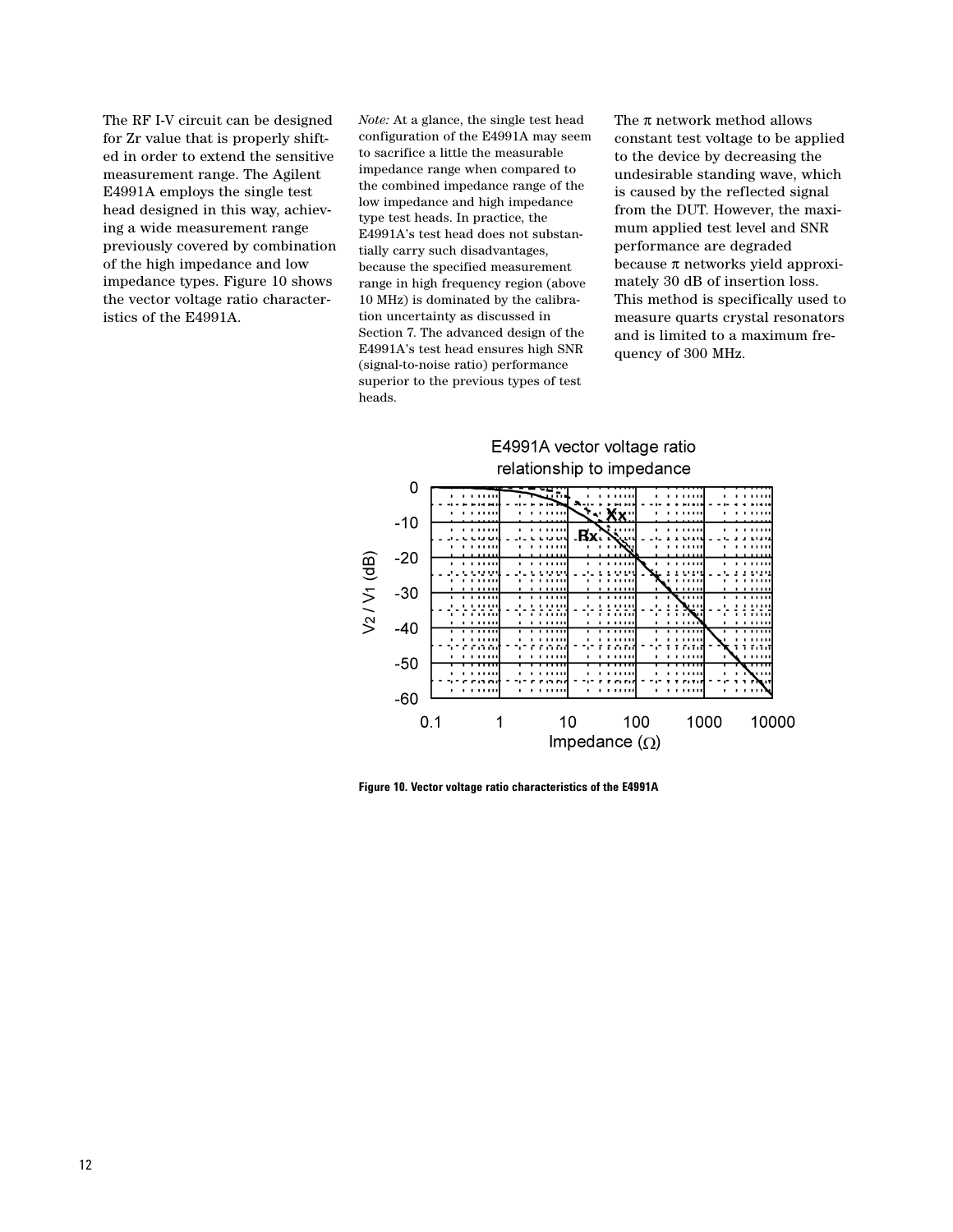The RF I-V circuit can be designed for Zr value that is properly shifted in order to extend the sensitive measurement range. The Agilent E4991A employs the single test head designed in this way, achieving a wide measurement range previously covered by combination of the high impedance and low impedance types. Figure 10 shows the vector voltage ratio characteristics of the E4991A.

*Note:* At a glance, the single test head configuration of the E4991A may seem to sacrifice a little the measurable impedance range when compared to the combined impedance range of the low impedance and high impedance type test heads. In practice, the E4991A's test head does not substantially carry such disadvantages, because the specified measurement range in high frequency region (above 10 MHz) is dominated by the calibration uncertainty as discussed in Section 7. The advanced design of the E4991A's test head ensures high SNR (signal-to-noise ratio) performance superior to the previous types of test heads.

The π network method allows constant test voltage to be applied to the device by decreasing the undesirable standing wave, which is caused by the reflected signal from the DUT. However, the maximum applied test level and SNR performance are degraded because π networks yield approximately 30 dB of insertion loss. This method is specifically used to measure quarts crystal resonators and is limited to a maximum frequency of 300 MHz.

**Figure 10. Vector voltage ratio characteristics of the E4991A**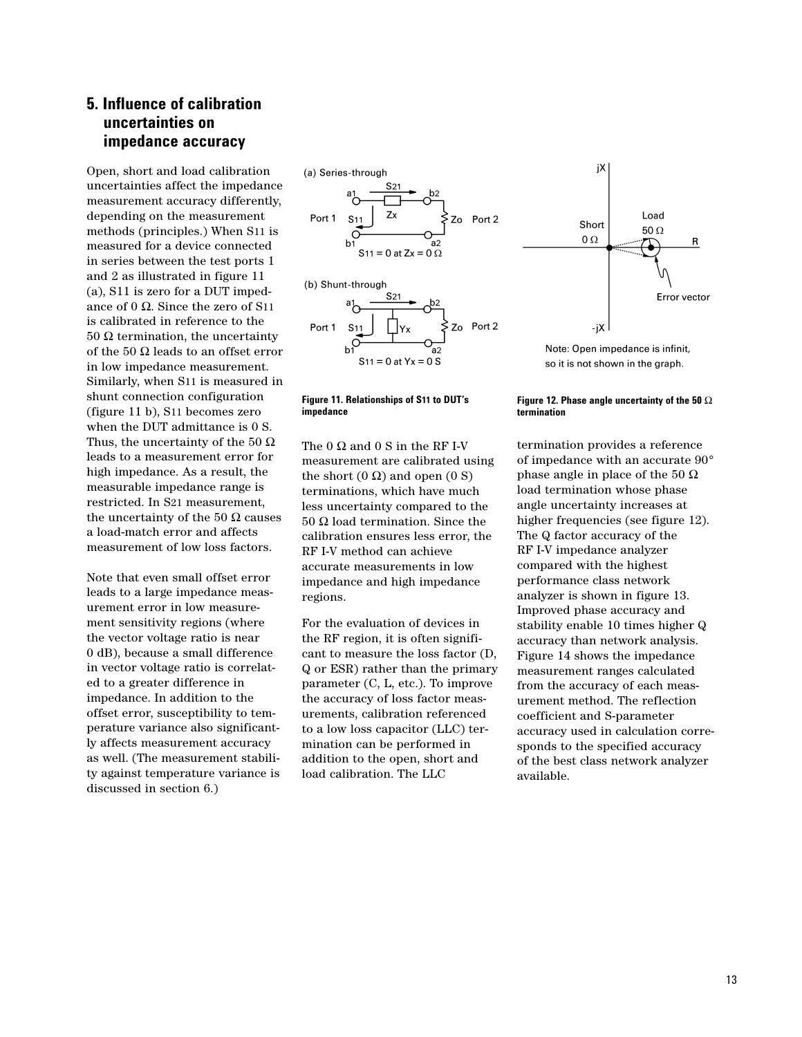## 5. Influence of calibration uncertainties on impedance accuracy

Open, short and load calibration uncertainties affect the impedance measurement accuracy differently, depending on the measurement methods (principles.) When $S_{11}$ is measured for a device connected in series between the test ports 1 and 2 as illustrated in figure 11 (a), $S_{11}$ is zero for a DUT impedance of 0 Ω. Since the zero of $S_{11}$ is calibrated in reference to the 50 Ω termination, the uncertainty of the 50 Ω leads to an offset error in low impedance measurement. Similarly, when $S_{11}$ is measured in shunt connection configuration (figure 11 b), $S_{11}$ becomes zero when the DUT admittance is 0 S. Thus, the uncertainty of the 50 Ω leads to a measurement error for high impedance. As a result, the measurable impedance range is restricted. In $S_{21}$ measurement, the uncertainty of the 50 Ω causes a load-match error and affects measurement of low loss factors.

Note that even small offset error leads to a large impedance measurement error in low measurement sensitivity regions (where the vector voltage ratio is near 0 dB), because a small difference in vector voltage ratio is correlated to a greater difference in impedance. In addition to the offset error, susceptibility to temperature variance also significantly affects measurement accuracy as well. (The measurement stability against temperature variance is discussed in section 6.)

**Figure 11. Relationships of $S_{11}$ to DUT's impedance**

The 0 Ω and 0 S in the RF I-V measurement are calibrated using the short (0 Ω) and open (0 S) terminations, which have much less uncertainty compared to the 50 Ω load termination. Since the calibration ensures less error, the RF I-V method can achieve accurate measurements in low impedance and high impedance regions.

For the evaluation of devices in the RF region, it is often significant to measure the loss factor (D, Q or ESR) rather than the primary parameter (C, L, etc.). To improve the accuracy of loss factor measurements, calibration referenced to a low loss capacitor (LLC) termination can be performed in addition to the open, short and load calibration. The LLC termination provides a reference of impedance with an accurate 90° phase angle in place of the 50 Ω load termination whose phase angle uncertainty increases at higher frequencies (see figure 12). The Q factor accuracy of the RF I-V impedance analyzer compared with the highest performance class network analyzer is shown in figure 13. Improved phase accuracy and stability enable 10 times higher Q accuracy than network analysis. Figure 14 shows the impedance measurement ranges calculated from the accuracy of each measurement method. The reflection coefficient and S-parameter accuracy used in calculation corresponds to the specified accuracy of the best class network analyzer available.

**Figure 12. Phase angle uncertainty of the 50 Ω termination**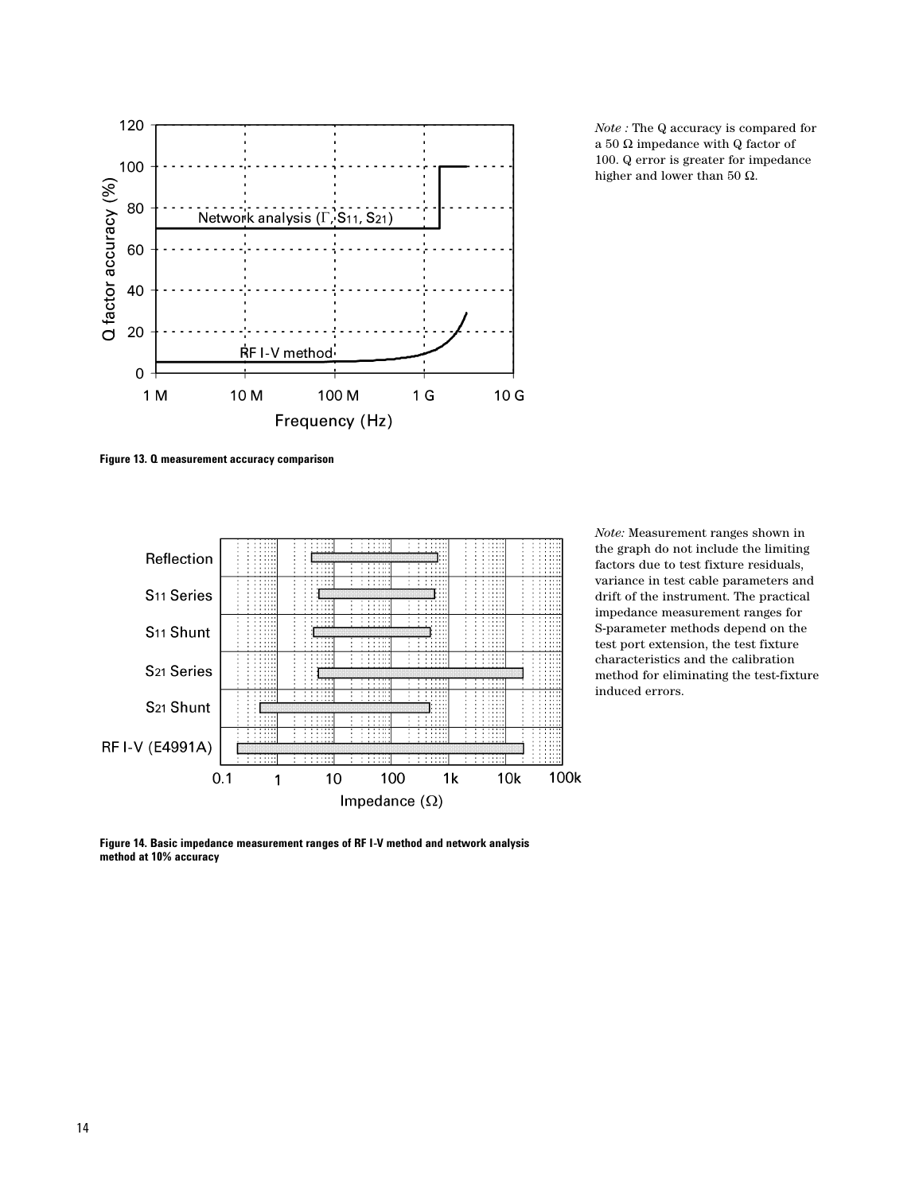*Note :* The Q accuracy is compared for a 50 Ω impedance with Q factor of 100. Q error is greater for impedance higher and lower than 50 Ω.

**Figure 13. Q measurement accuracy comparison**

*Note:* Measurement ranges shown in the graph do not include the limiting factors due to test fixture residuals, variance in test cable parameters and drift of the instrument. The practical impedance measurement ranges for S-parameter methods depend on the test port extension, the test fixture characteristics and the calibration method for eliminating the test-fixture induced errors.

**Figure 14. Basic impedance measurement ranges of RF I-V method and network analysis method at 10% accuracy**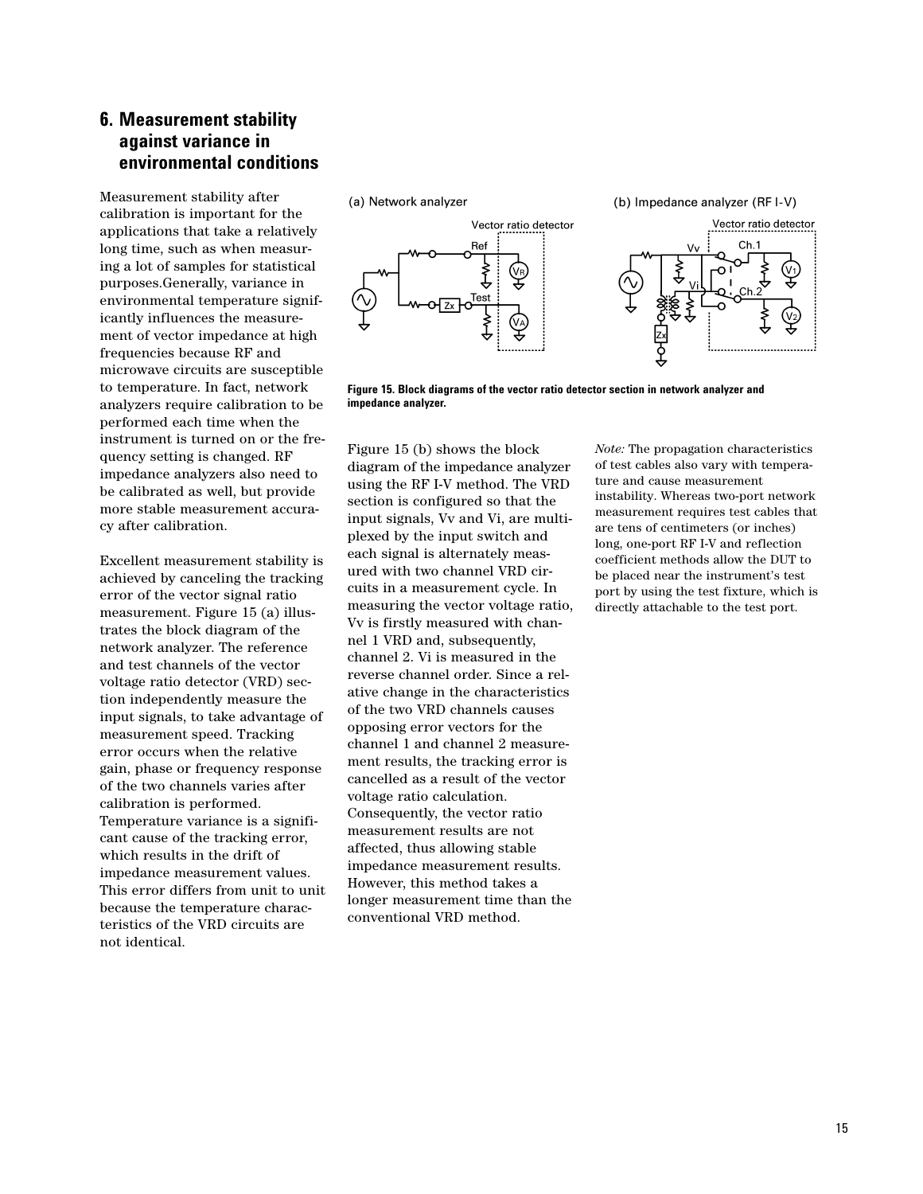## 6. Measurement stability against variance in environmental conditions

Measurement stability after calibration is important for the applications that take a relatively long time, such as when measuring a lot of samples for statistical purposes.Generally, variance in environmental temperature significantly influences the measurement of vector impedance at high frequencies because RF and microwave circuits are susceptible to temperature. In fact, network analyzers require calibration to be performed each time when the instrument is turned on or the frequency setting is changed. RF impedance analyzers also need to be calibrated as well, but provide more stable measurement accuracy after calibration.

Excellent measurement stability is achieved by canceling the tracking error of the vector signal ratio measurement. Figure 15 (a) illustrates the block diagram of the network analyzer. The reference and test channels of the vector voltage ratio detector (VRD) section independently measure the input signals, to take advantage of measurement speed. Tracking error occurs when the relative gain, phase or frequency response of the two channels varies after calibration is performed. Temperature variance is a significant cause of the tracking error, which results in the drift of impedance measurement values. This error differs from unit to unit because the temperature characteristics of the VRD circuits are not identical.

**Figure 15. Block diagrams of the vector ratio detector section in network analyzer and impedance analyzer.**

Figure 15 (b) shows the block diagram of the impedance analyzer using the RF I-V method. The VRD section is configured so that the input signals, Vv and Vi, are multiplexed by the input switch and each signal is alternately measured with two channel VRD circuits in a measurement cycle. In measuring the vector voltage ratio, Vv is firstly measured with channel 1 VRD and, subsequently, channel 2. Vi is measured in the reverse channel order. Since a relative change in the characteristics of the two VRD channels causes opposing error vectors for the channel 1 and channel 2 measurement results, the tracking error is cancelled as a result of the vector voltage ratio calculation. Consequently, the vector ratio measurement results are not affected, thus allowing stable impedance measurement results. However, this method takes a longer measurement time than the conventional VRD method.

*Note:* The propagation characteristics of test cables also vary with temperature and cause measurement instability. Whereas two-port network measurement requires test cables that are tens of centimeters (or inches) long, one-port RF I-V and reflection coefficient methods allow the DUT to be placed near the instrument's test port by using the test fixture, which is directly attachable to the test port.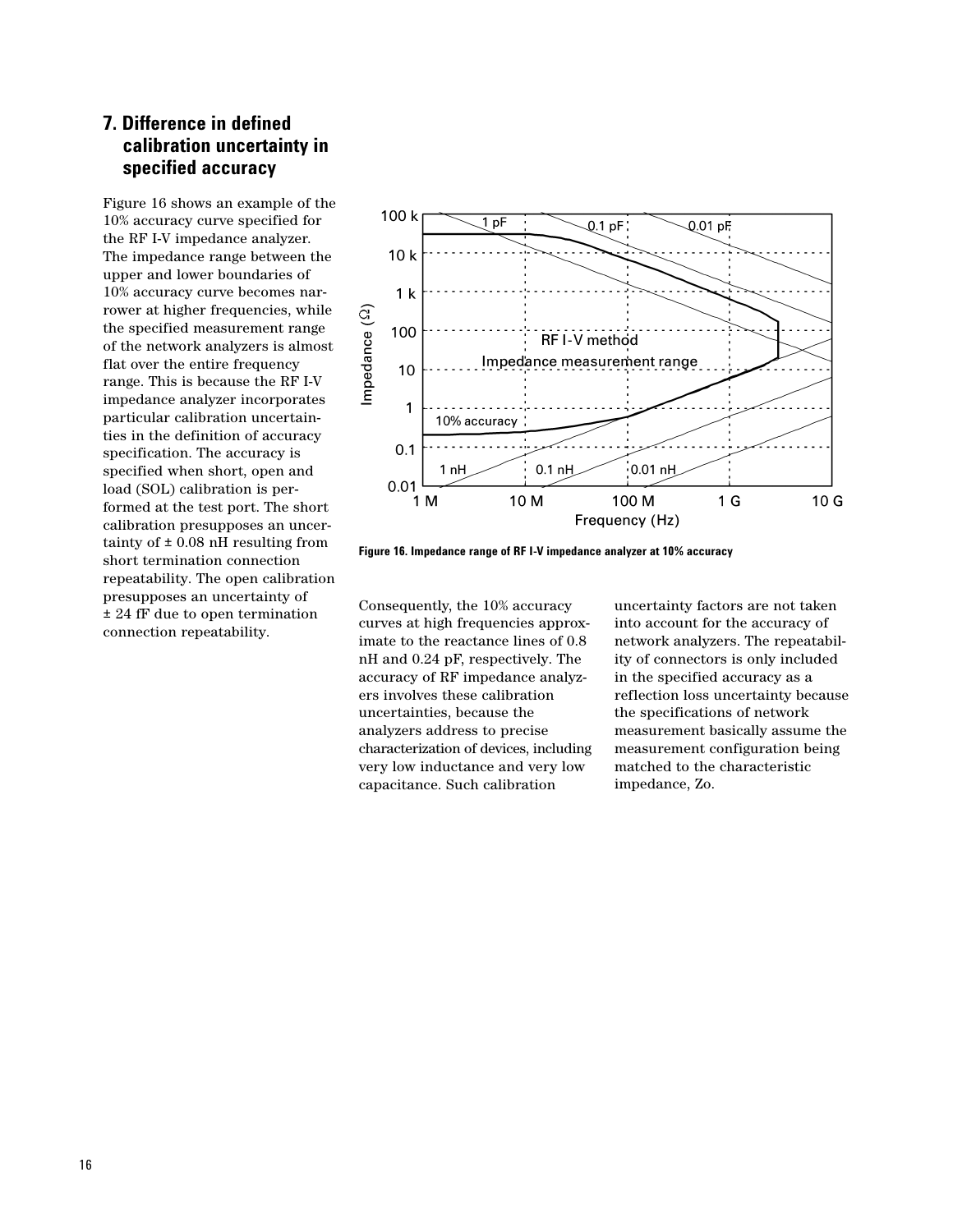## 7. Difference in defined calibration uncertainty in specified accuracy

Figure 16 shows an example of the 10% accuracy curve specified for the RF I-V impedance analyzer. The impedance range between the upper and lower boundaries of 10% accuracy curve becomes narrower at higher frequencies, while the specified measurement range of the network analyzers is almost flat over the entire frequency range. This is because the RF I-V impedance analyzer incorporates particular calibration uncertainties in the definition of accuracy specification. The accuracy is specified when short, open and load (SOL) calibration is performed at the test port. The short calibration presupposes an uncertainty of ± 0.08 nH resulting from short termination connection repeatability. The open calibration presupposes an uncertainty of ± 24 fF due to open termination connection repeatability.

**Figure 16. Impedance range of RF I-V impedance analyzer at 10% accuracy**

Consequently, the 10% accuracy curves at high frequencies approximate to the reactance lines of 0.8 nH and 0.24 pF, respectively. The accuracy of RF impedance analyzers involves these calibration uncertainties, because the analyzers address to precise characterization of devices, including very low inductance and very low capacitance. Such calibration uncertainty factors are not taken into account for the accuracy of network analyzers. The repeatability of connectors is only included in the specified accuracy as a reflection loss uncertainty because the specifications of network measurement basically assume the measurement configuration being matched to the characteristic impedance, Zo.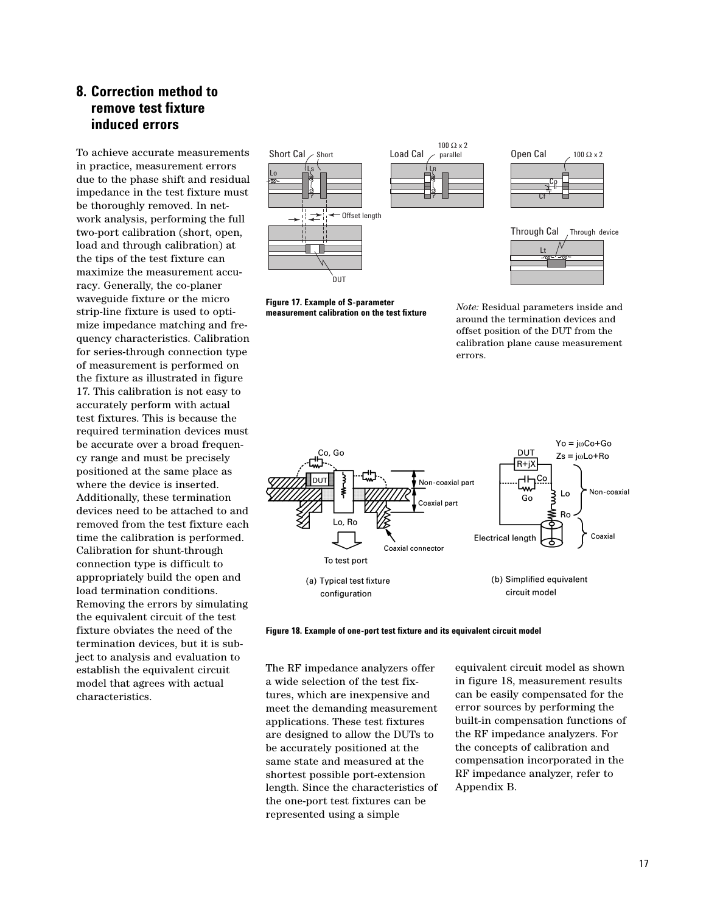## 8. Correction method to remove test fixture induced errors

To achieve accurate measurements in practice, measurement errors due to the phase shift and residual impedance in the test fixture must be thoroughly removed. In network analysis, performing the full two-port calibration (short, open, load and through calibration) at the tips of the test fixture can maximize the measurement accuracy. Generally, the co-planer waveguide fixture or the micro strip-line fixture is used to optimize impedance matching and frequency characteristics. Calibration for series-through connection type of measurement is performed on the fixture as illustrated in figure 17. This calibration is not easy to accurately perform with actual test fixtures. This is because the required termination devices must be accurate over a broad frequency range and must be precisely positioned at the same place as where the device is inserted. Additionally, these termination devices need to be attached to and removed from the test fixture each time the calibration is performed. Calibration for shunt-through connection type is difficult to appropriately build the open and load termination conditions. Removing the errors by simulating the equivalent circuit of the test fixture obviates the need of the termination devices, but it is subject to analysis and evaluation to establish the equivalent circuit model that agrees with actual characteristics.

**Figure 17. Example of S-parameter measurement calibration on the test fixture**

*Note:* Residual parameters inside and around the termination devices and offset position of the DUT from the calibration plane cause measurement errors.

**Figure 18. Example of one-port test fixture and its equivalent circuit model**

The RF impedance analyzers offer a wide selection of the test fixtures, which are inexpensive and meet the demanding measurement applications. These test fixtures are designed to allow the DUTs to be accurately positioned at the same state and measured at the shortest possible port-extension length. Since the characteristics of the one-port test fixtures can be represented using a simple equivalent circuit model as shown in figure 18, measurement results can be easily compensated for the error sources by performing the built-in compensation functions of the RF impedance analyzers. For the concepts of calibration and compensation incorporated in the RF impedance analyzer, refer to Appendix B.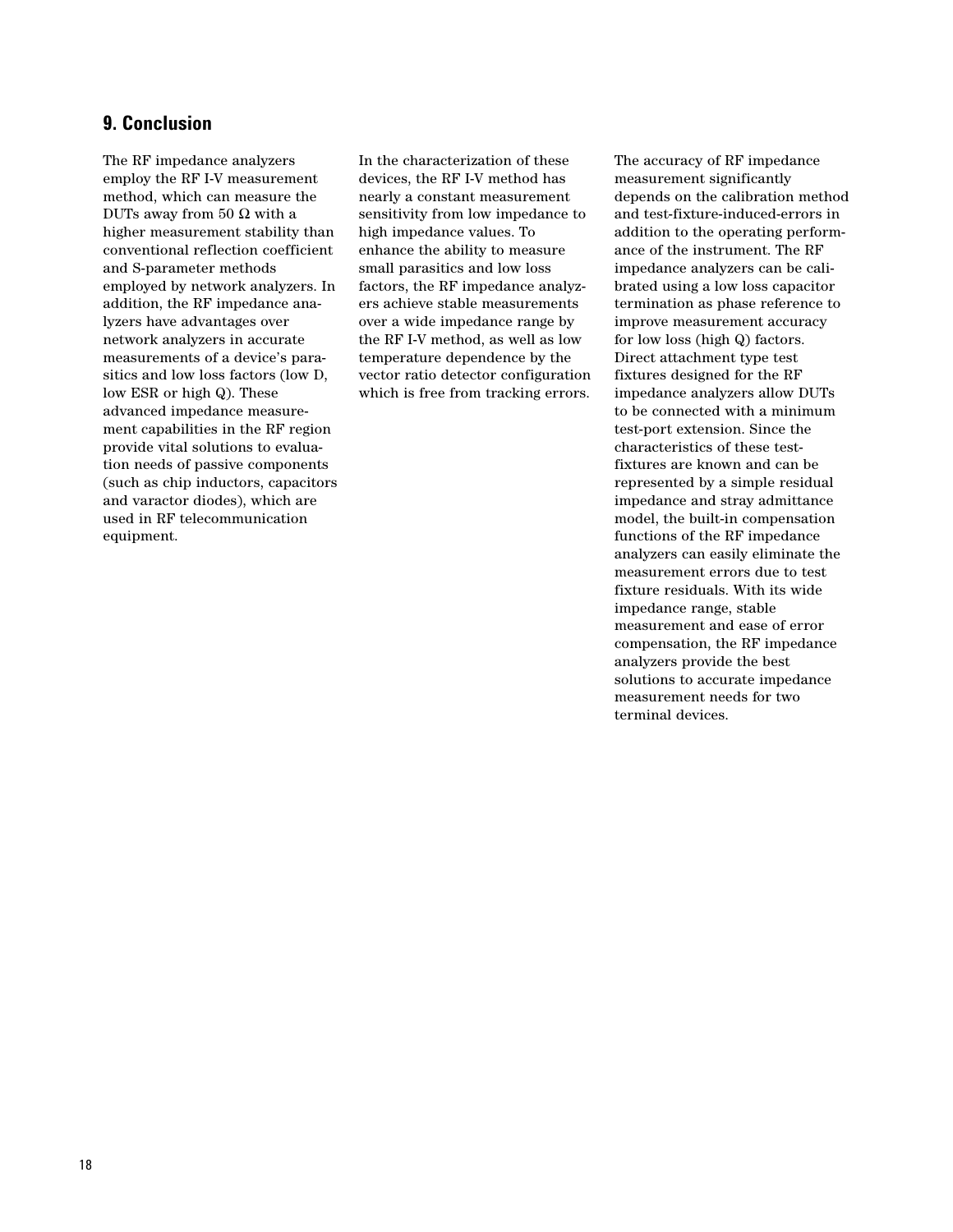## 9. Conclusion

The RF impedance analyzers employ the RF I-V measurement method, which can measure the DUTs away from 50 Ω with a higher measurement stability than conventional reflection coefficient and S-parameter methods employed by network analyzers. In addition, the RF impedance analyzers have advantages over network analyzers in accurate measurements of a device's parasitics and low loss factors (low D, low ESR or high Q). These advanced impedance measurement capabilities in the RF region provide vital solutions to evaluation needs of passive components (such as chip inductors, capacitors and varactor diodes), which are used in RF telecommunication equipment.

In the characterization of these devices, the RF I-V method has nearly a constant measurement sensitivity from low impedance to high impedance values. To enhance the ability to measure small parasitics and low loss factors, the RF impedance analyzers achieve stable measurements over a wide impedance range by the RF I-V method, as well as low temperature dependence by the vector ratio detector configuration which is free from tracking errors.

The accuracy of RF impedance measurement significantly depends on the calibration method and test-fixture-induced-errors in addition to the operating performance of the instrument. The RF impedance analyzers can be calibrated using a low loss capacitor termination as phase reference to improve measurement accuracy for low loss (high Q) factors. Direct attachment type test fixtures designed for the RF impedance analyzers allow DUTs to be connected with a minimum test-port extension. Since the characteristics of these test-fixtures are known and can be represented by a simple residual impedance and stray admittance model, the built-in compensation functions of the RF impedance analyzers can easily eliminate the measurement errors due to test fixture residuals. With its wide impedance range, stable measurement and ease of error compensation, the RF impedance analyzers provide the best solutions to accurate impedance measurement needs for two terminal devices.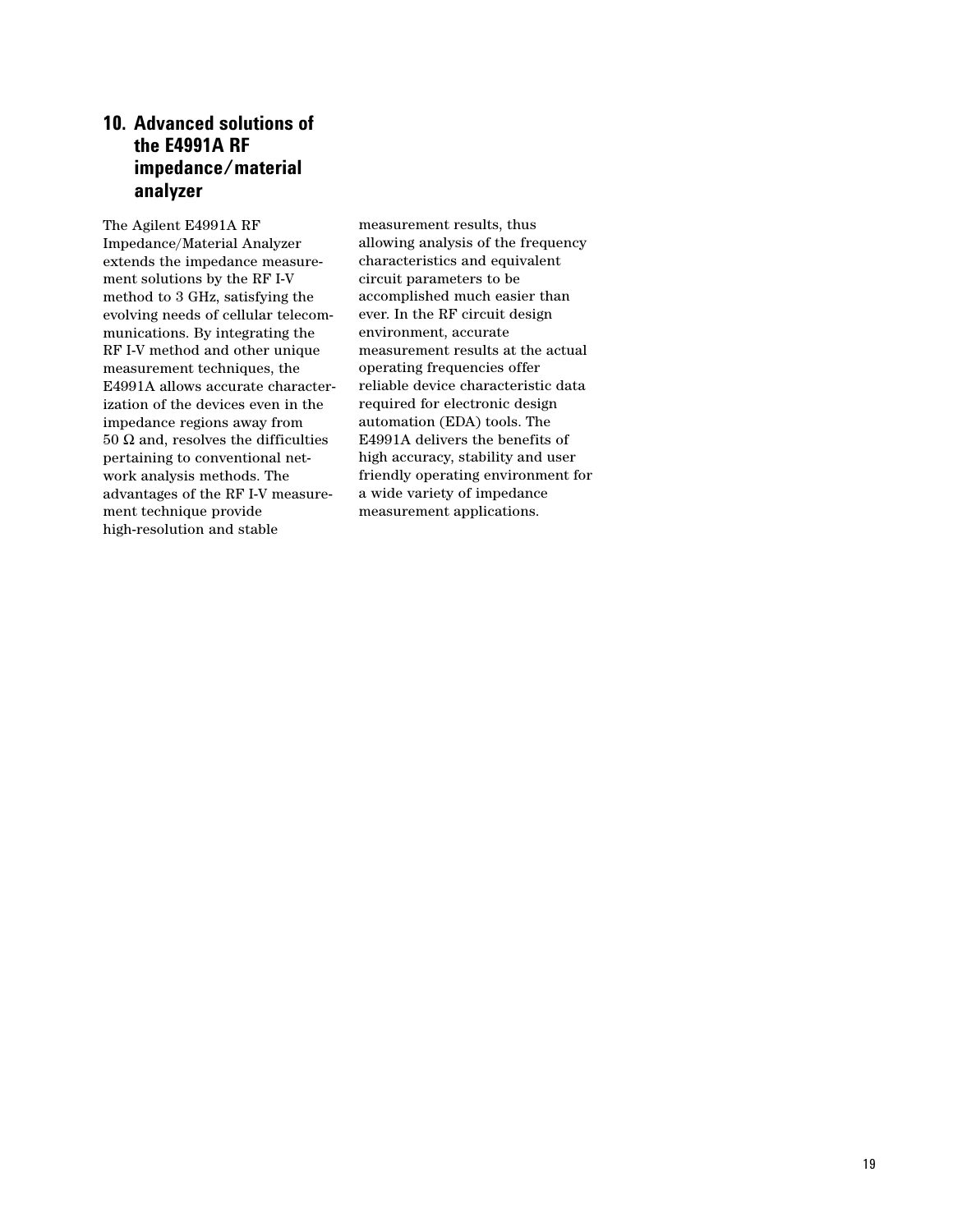## 10. Advanced solutions of the E4991A RF impedance/material analyzer

The Agilent E4991A RF Impedance/Material Analyzer extends the impedance measurement solutions by the RF I-V method to 3 GHz, satisfying the evolving needs of cellular telecommunications. By integrating the RF I-V method and other unique measurement techniques, the E4991A allows accurate characterization of the devices even in the impedance regions away from 50 Ω and, resolves the difficulties pertaining to conventional network analysis methods. The advantages of the RF I-V measurement technique provide high-resolution and stable measurement results, thus allowing analysis of the frequency characteristics and equivalent circuit parameters to be accomplished much easier than ever. In the RF circuit design environment, accurate measurement results at the actual operating frequencies offer reliable device characteristic data required for electronic design automation (EDA) tools. The E4991A delivers the benefits of high accuracy, stability and user friendly operating environment for a wide variety of impedance measurement applications.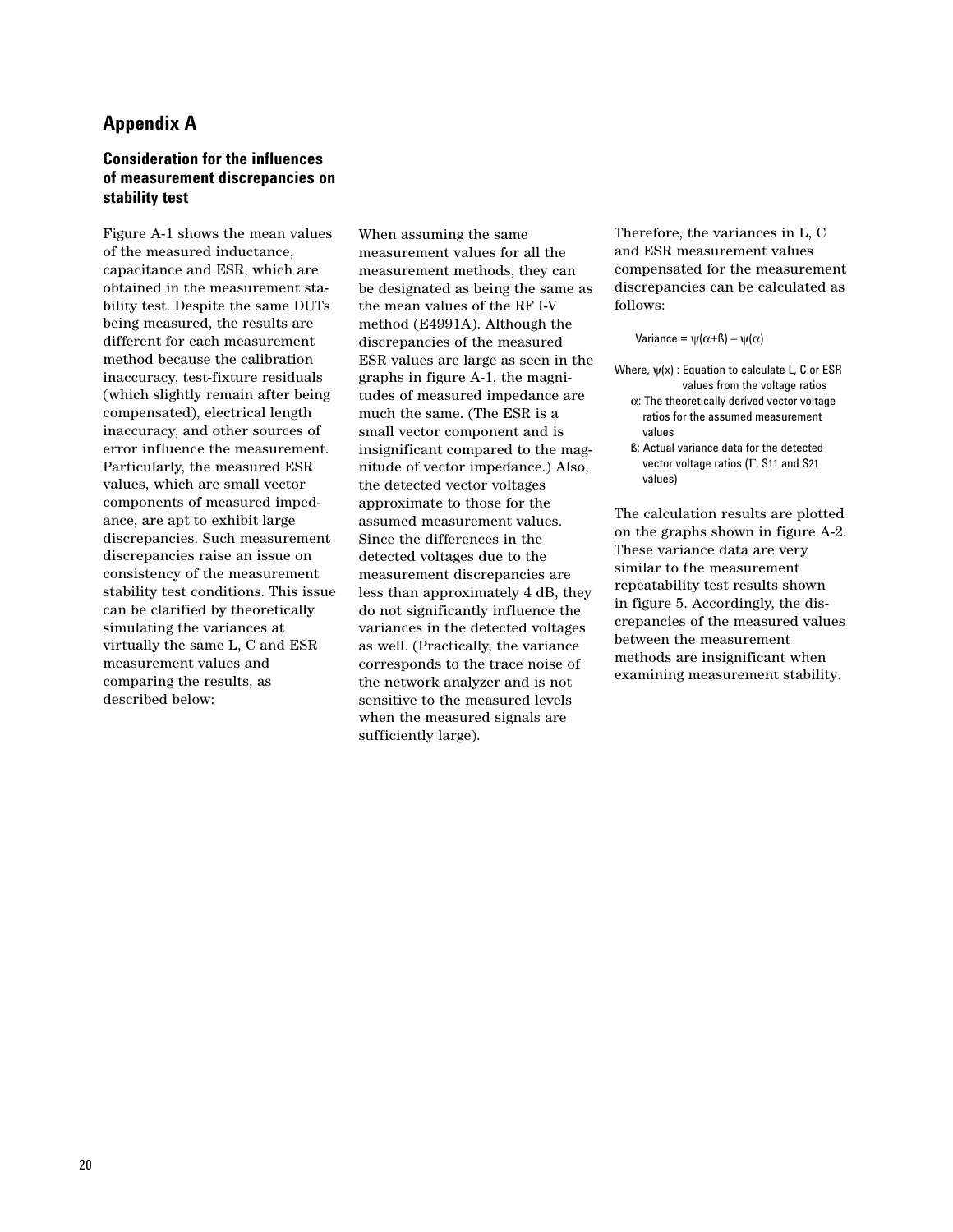# Appendix A

## Consideration for the influences of measurement discrepancies on stability test

Figure A-1 shows the mean values of the measured inductance, capacitance and ESR, which are obtained in the measurement stability test. Despite the same DUTs being measured, the results are different for each measurement method because the calibration inaccuracy, test-fixture residuals (which slightly remain after being compensated), electrical length inaccuracy, and other sources of error influence the measurement. Particularly, the measured ESR values, which are small vector components of measured impedance, are apt to exhibit large discrepancies. Such measurement discrepancies raise an issue on consistency of the measurement stability test conditions. This issue can be clarified by theoretically simulating the variances at virtually the same L, C and ESR measurement values and comparing the results, as described below:

When assuming the same measurement values for all the measurement methods, they can be designated as being the same as the mean values of the RF I-V method (E4991A). Although the discrepancies of the measured ESR values are large as seen in the graphs in figure A-1, the magnitudes of measured impedance are much the same. (The ESR is a small vector component and is insignificant compared to the magnitude of vector impedance.) Also, the detected vector voltages approximate to those for the assumed measurement values. Since the differences in the detected voltages due to the measurement discrepancies are less than approximately 4 dB, they do not significantly influence the variances in the detected voltages as well. (Practically, the variance corresponds to the trace noise of the network analyzer and is not sensitive to the measured levels when the measured signals are sufficiently large).

Therefore, the variances in L, C and ESR measurement values compensated for the measurement discrepancies can be calculated as follows:

$$\text{Variance} = \psi(\alpha + \beta) - \psi(\alpha)$$

Where, $\psi(x)$ : Equation to calculate L, C or ESR values from the voltage ratios

$\alpha$: The theoretically derived vector voltage ratios for the assumed measurement values

ß: Actual variance data for the detected vector voltage ratios ($\Gamma$, $S_{11}$ and $S_{21}$ values)

The calculation results are plotted on the graphs shown in figure A-2. These variance data are very similar to the measurement repeatability test results shown in figure 5. Accordingly, the discrepancies of the measured values between the measurement methods are insignificant when examining measurement stability.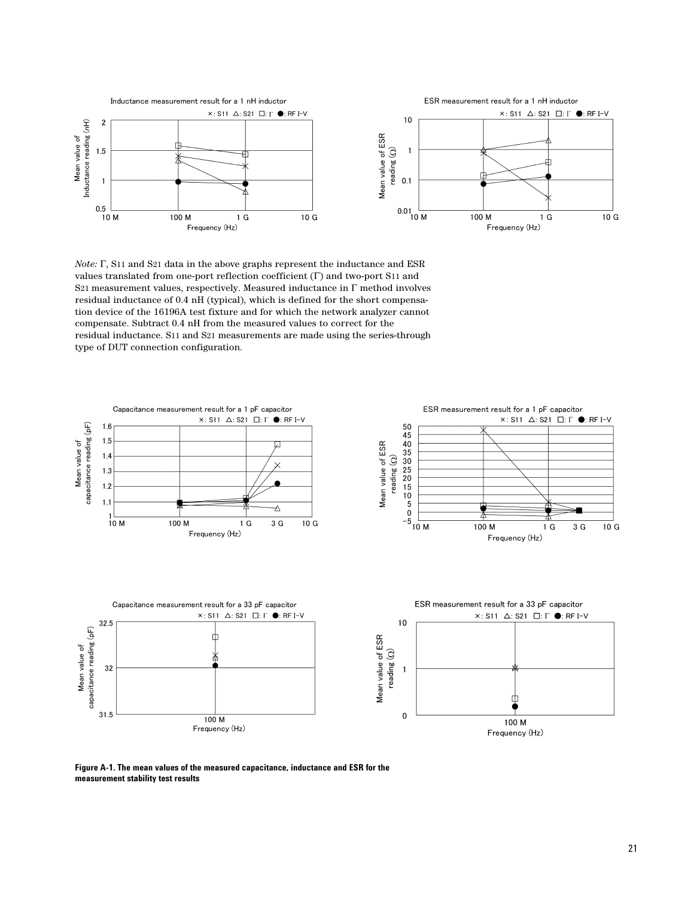Inductance measurement result for a 1 nH inductor

ESR measurement result for a 1 nH inductor

*Note:* Γ, $S_{11}$ and $S_{21}$ data in the above graphs represent the inductance and ESR values translated from one-port reflection coefficient (Γ) and two-port $S_{11}$ and $S_{21}$ measurement values, respectively. Measured inductance in Γ method involves residual inductance of 0.4 nH (typical), which is defined for the short compensation device of the 16196A test fixture and for which the network analyzer cannot compensate. Subtract 0.4 nH from the measured values to correct for the residual inductance. $S_{11}$ and $S_{21}$ measurements are made using the series-through type of DUT connection configuration.

Capacitance measurement result for a 1 pF capacitor

ESR measurement result for a 1 pF capacitor

Capacitance measurement result for a 33 pF capacitor

ESR measurement result for a 33 pF capacitor

**Figure A-1. The mean values of the measured capacitance, inductance and ESR for the measurement stability test results**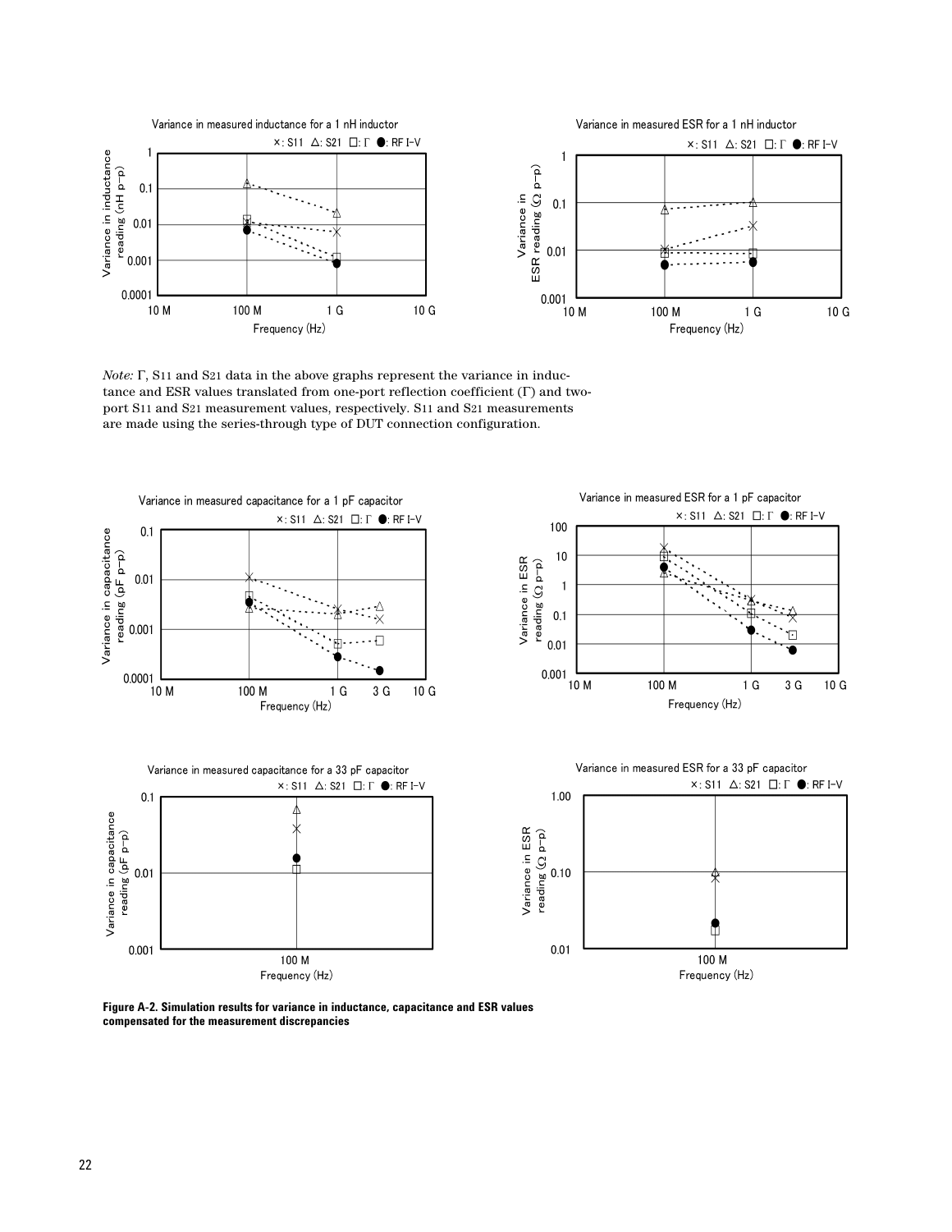*Note:* Γ, $S_{11}$ and $S_{21}$ data in the above graphs represent the variance in inductance and ESR values translated from one-port reflection coefficient (Γ) and two-port $S_{11}$ and $S_{21}$ measurement values, respectively. $S_{11}$ and $S_{21}$ measurements are made using the series-through type of DUT connection configuration.

**Figure A-2. Simulation results for variance in inductance, capacitance and ESR values compensated for the measurement discrepancies**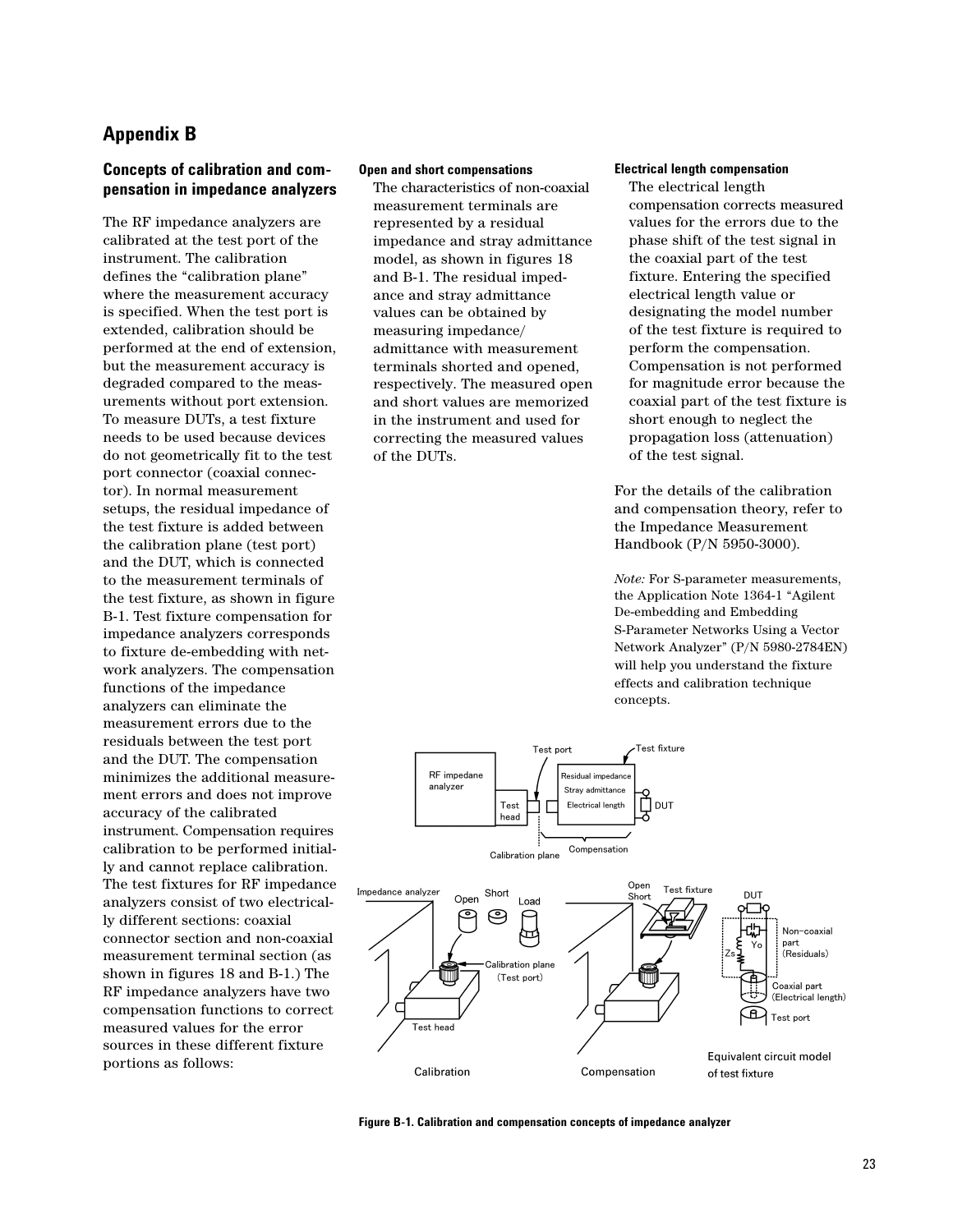# Appendix B

## Concepts of calibration and compensation in impedance analyzers

The RF impedance analyzers are calibrated at the test port of the instrument. The calibration defines the "calibration plane" where the measurement accuracy is specified. When the test port is extended, calibration should be performed at the end of extension, but the measurement accuracy is degraded compared to the measurements without port extension. To measure DUTs, a test fixture needs to be used because devices do not geometrically fit to the test port connector (coaxial connector). In normal measurement setups, the residual impedance of the test fixture is added between the calibration plane (test port) and the DUT, which is connected to the measurement terminals of the test fixture, as shown in figure B-1. Test fixture compensation for impedance analyzers corresponds to fixture de-embedding with network analyzers. The compensation functions of the impedance analyzers can eliminate the measurement errors due to the residuals between the test port and the DUT. The compensation minimizes the additional measurement errors and does not improve accuracy of the calibrated instrument. Compensation requires calibration to be performed initially and cannot replace calibration. The test fixtures for RF impedance analyzers consist of two electrically different sections: coaxial connector section and non-coaxial measurement terminal section (as shown in figures 18 and B-1.) The RF impedance analyzers have two compensation functions to correct measured values for the error sources in these different fixture portions as follows:

**Open and short compensations**

The characteristics of non-coaxial measurement terminals are represented by a residual impedance and stray admittance model, as shown in figures 18 and B-1. The residual impedance and stray admittance values can be obtained by measuring impedance/admittance with measurement terminals shorted and opened, respectively. The measured open and short values are memorized in the instrument and used for correcting the measured values of the DUTs.

**Electrical length compensation**

The electrical length compensation corrects measured values for the errors due to the phase shift of the test signal in the coaxial part of the test fixture. Entering the specified electrical length value or designating the model number of the test fixture is required to perform the compensation. Compensation is not performed for magnitude error because the coaxial part of the test fixture is short enough to neglect the propagation loss (attenuation) of the test signal.

For the details of the calibration and compensation theory, refer to the Impedance Measurement Handbook (P/N 5950-3000).

*Note:* For S-parameter measurements, the Application Note 1364-1 "Agilent De-embedding and Embedding S-Parameter Networks Using a Vector Network Analyzer" (P/N 5980-2784EN) will help you understand the fixture effects and calibration technique concepts.

**Figure B-1. Calibration and compensation concepts of impedance analyzer**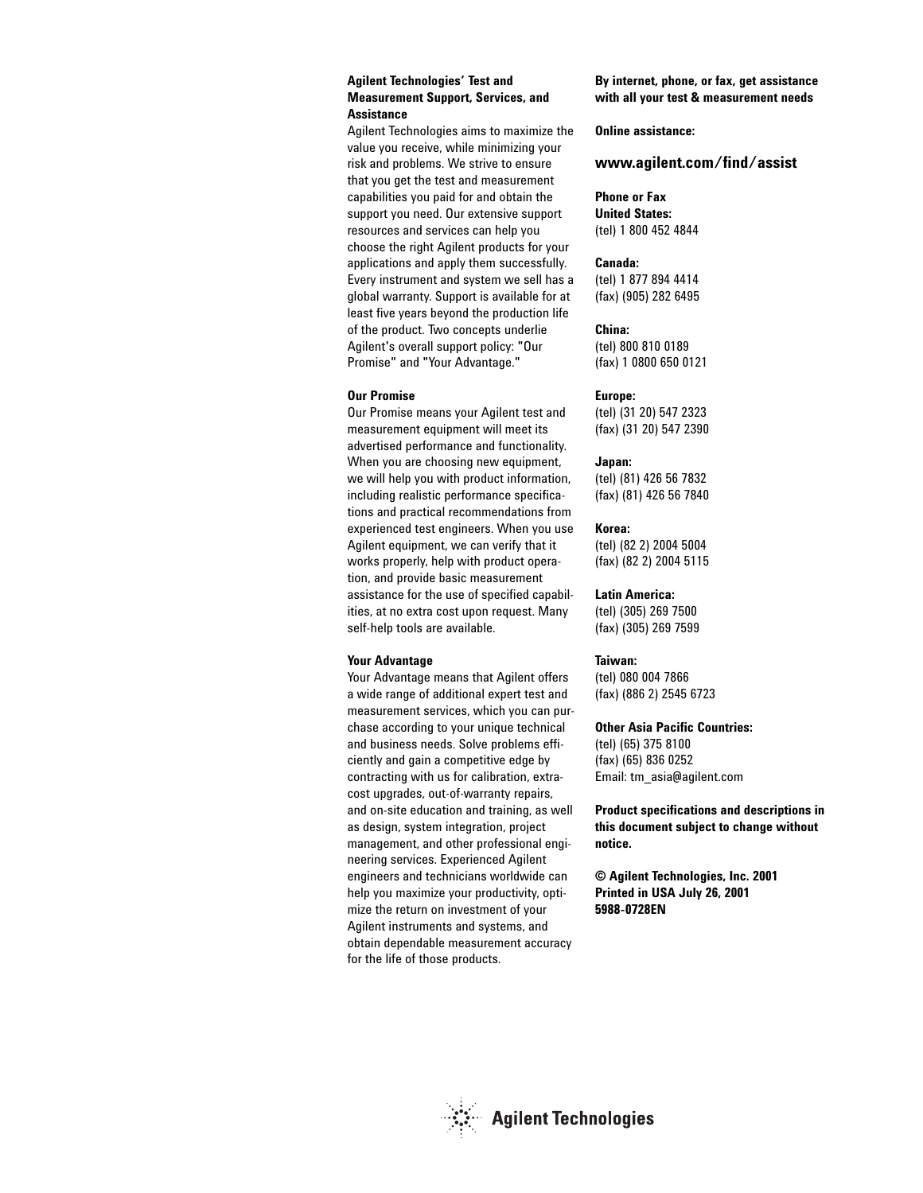**Agilent Technologies' Test and Measurement Support, Services, and Assistance**

Agilent Technologies aims to maximize the value you receive, while minimizing your risk and problems. We strive to ensure that you get the test and measurement capabilities you paid for and obtain the support you need. Our extensive support resources and services can help you choose the right Agilent products for your applications and apply them successfully. Every instrument and system we sell has a global warranty. Support is available for at least five years beyond the production life of the product. Two concepts underlie Agilent's overall support policy: "Our Promise" and "Your Advantage."

**Our Promise**

Our Promise means your Agilent test and measurement equipment will meet its advertised performance and functionality. When you are choosing new equipment, we will help you with product information, including realistic performance specifications and practical recommendations from experienced test engineers. When you use Agilent equipment, we can verify that it works properly, help with product operation, and provide basic measurement assistance for the use of specified capabilities, at no extra cost upon request. Many self-help tools are available.

**Your Advantage**

Your Advantage means that Agilent offers a wide range of additional expert test and measurement services, which you can purchase according to your unique technical and business needs. Solve problems efficiently and gain a competitive edge by contracting with us for calibration, extra-cost upgrades, out-of-warranty repairs, and on-site education and training, as well as design, system integration, project management, and other professional engineering services. Experienced Agilent engineers and technicians worldwide can help you maximize your productivity, optimize the return on investment of your Agilent instruments and systems, and obtain dependable measurement accuracy for the life of those products.

**By internet, phone, or fax, get assistance with all your test & measurement needs**

**Online assistance:**

**www.agilent.com/find/assist**

**Phone or Fax**

**United States:**
(tel) 1 800 452 4844

**Canada:**
(tel) 1 877 894 4414
(fax) (905) 282 6495

**China:**
(tel) 800 810 0189
(fax) 1 0800 650 0121

**Europe:**
(tel) (31 20) 547 2323
(fax) (31 20) 547 2390

**Japan:**
(tel) (81) 426 56 7832
(fax) (81) 426 56 7840

**Korea:**
(tel) (82 2) 2004 5004
(fax) (82 2) 2004 5115

**Latin America:**
(tel) (305) 269 7500
(fax) (305) 269 7599

**Taiwan:**
(tel) 080 004 7866
(fax) (886 2) 2545 6723

**Other Asia Pacific Countries:**
(tel) (65) 375 8100
(fax) (65) 836 0252
Email: tm_asia@agilent.com

**Product specifications and descriptions in this document subject to change without notice.**

**© Agilent Technologies, Inc. 2001**
**Printed in USA July 26, 2001**
**5988-0728EN**

Agilent Technologies